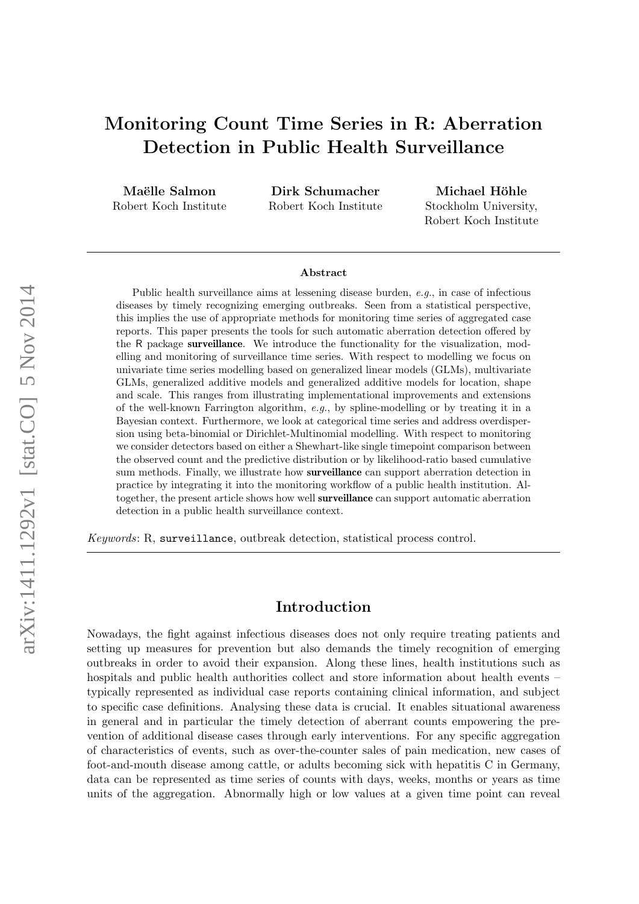# Monitoring Count Time Series in R: Aberration Detection in Public Health Surveillance

**Maëlle Salmon**
Robert Koch Institute

**Dirk Schumacher**
Robert Koch Institute

**Michael Höhle**
Stockholm University,
Robert Koch Institute

### Abstract

Public health surveillance aims at lessening disease burden, *e.g.*, in case of infectious diseases by timely recognizing emerging outbreaks. Seen from a statistical perspective, this implies the use of appropriate methods for monitoring time series of aggregated case reports. This paper presents the tools for such automatic aberration detection offered by the R package **surveillance**. We introduce the functionality for the visualization, modelling and monitoring of surveillance time series. With respect to modelling we focus on univariate time series modelling based on generalized linear models (GLMs), multivariate GLMs, generalized additive models and generalized additive models for location, shape and scale. This ranges from illustrating implementational improvements and extensions of the well-known Farrington algorithm, *e.g.*, by spline-modelling or by treating it in a Bayesian context. Furthermore, we look at categorical time series and address overdispersion using beta-binomial or Dirichlet-Multinomial modelling. With respect to monitoring we consider detectors based on either a Shewhart-like single timepoint comparison between the observed count and the predictive distribution or by likelihood-ratio based cumulative sum methods. Finally, we illustrate how **surveillance** can support aberration detection in practice by integrating it into the monitoring workflow of a public health institution. Altogether, the present article shows how well **surveillance** can support automatic aberration detection in a public health surveillance context.

*Keywords*: R, surveillance, outbreak detection, statistical process control.

## Introduction

Nowadays, the fight against infectious diseases does not only require treating patients and setting up measures for prevention but also demands the timely recognition of emerging outbreaks in order to avoid their expansion. Along these lines, health institutions such as hospitals and public health authorities collect and store information about health events – typically represented as individual case reports containing clinical information, and subject to specific case definitions. Analysing these data is crucial. It enables situational awareness in general and in particular the timely detection of aberrant counts empowering the prevention of additional disease cases through early interventions. For any specific aggregation of characteristics of events, such as over-the-counter sales of pain medication, new cases of foot-and-mouth disease among cattle, or adults becoming sick with hepatitis C in Germany, data can be represented as time series of counts with days, weeks, months or years as time units of the aggregation. Abnormally high or low values at a given time point can reveal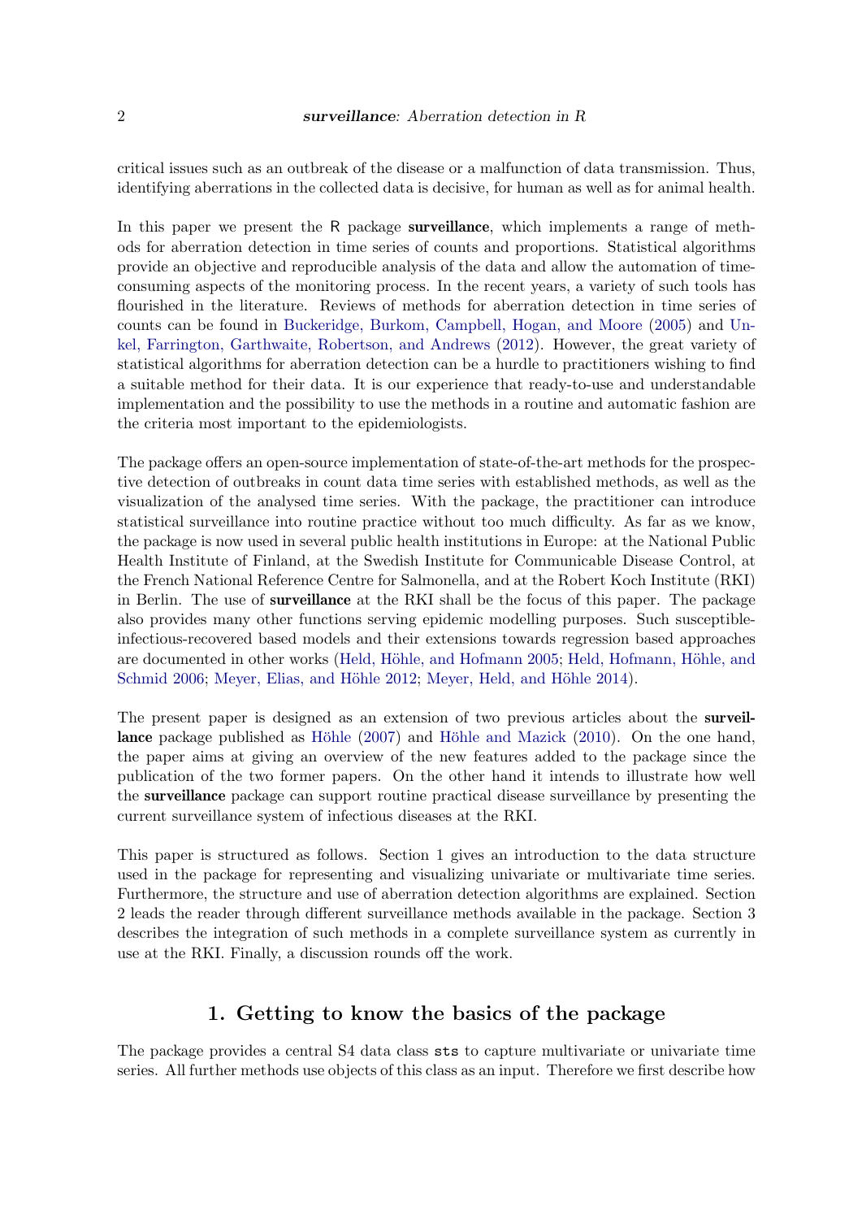critical issues such as an outbreak of the disease or a malfunction of data transmission. Thus, identifying aberrations in the collected data is decisive, for human as well as for animal health.

In this paper we present the R package **surveillance**, which implements a range of methods for aberration detection in time series of counts and proportions. Statistical algorithms provide an objective and reproducible analysis of the data and allow the automation of time-consuming aspects of the monitoring process. In the recent years, a variety of such tools has flourished in the literature. Reviews of methods for aberration detection in time series of counts can be found in Buckeridge, Burkom, Campbell, Hogan, and Moore (2005) and Unkel, Farrington, Garthwaite, Robertson, and Andrews (2012). However, the great variety of statistical algorithms for aberration detection can be a hurdle to practitioners wishing to find a suitable method for their data. It is our experience that ready-to-use and understandable implementation and the possibility to use the methods in a routine and automatic fashion are the criteria most important to the epidemiologists.

The package offers an open-source implementation of state-of-the-art methods for the prospective detection of outbreaks in count data time series with established methods, as well as the visualization of the analysed time series. With the package, the practitioner can introduce statistical surveillance into routine practice without too much difficulty. As far as we know, the package is now used in several public health institutions in Europe: at the National Public Health Institute of Finland, at the Swedish Institute for Communicable Disease Control, at the French National Reference Centre for Salmonella, and at the Robert Koch Institute (RKI) in Berlin. The use of **surveillance** at the RKI shall be the focus of this paper. The package also provides many other functions serving epidemic modelling purposes. Such susceptible-infectious-recovered based models and their extensions towards regression based approaches are documented in other works (Held, Höhle, and Hofmann 2005; Held, Hofmann, Höhle, and Schmid 2006; Meyer, Elias, and Höhle 2012; Meyer, Held, and Höhle 2014).

The present paper is designed as an extension of two previous articles about the **surveillance** package published as Höhle (2007) and Höhle and Mazick (2010). On the one hand, the paper aims at giving an overview of the new features added to the package since the publication of the two former papers. On the other hand it intends to illustrate how well the **surveillance** package can support routine practical disease surveillance by presenting the current surveillance system of infectious diseases at the RKI.

This paper is structured as follows. Section 1 gives an introduction to the data structure used in the package for representing and visualizing univariate or multivariate time series. Furthermore, the structure and use of aberration detection algorithms are explained. Section 2 leads the reader through different surveillance methods available in the package. Section 3 describes the integration of such methods in a complete surveillance system as currently in use at the RKI. Finally, a discussion rounds off the work.

## 1. Getting to know the basics of the package

The package provides a central S4 data class `sts` to capture multivariate or univariate time series. All further methods use objects of this class as an input. Therefore we first describe how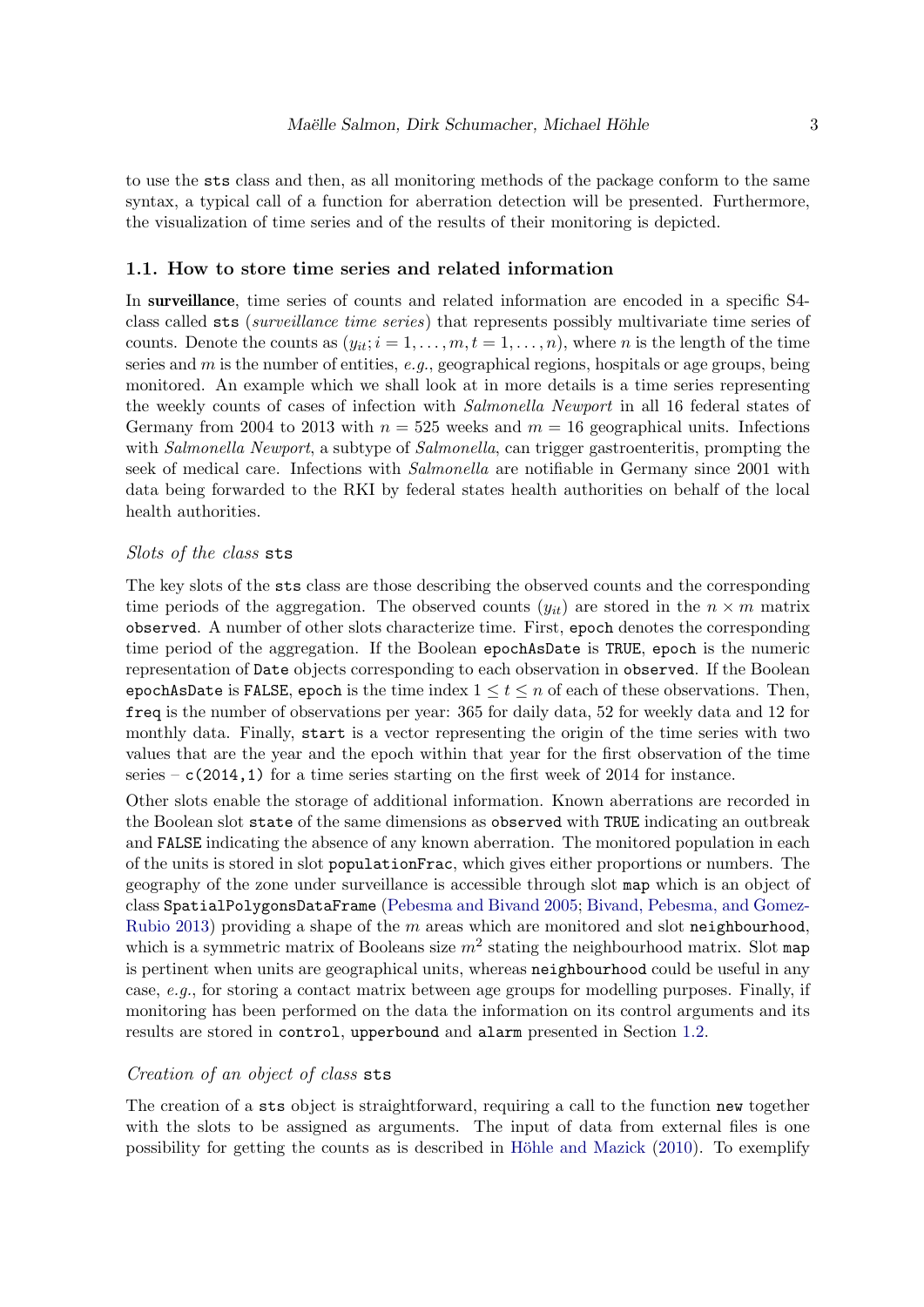to use the `sts` class and then, as all monitoring methods of the package conform to the same syntax, a typical call of a function for aberration detection will be presented. Furthermore, the visualization of time series and of the results of their monitoring is depicted.

### 1.1. How to store time series and related information

In **surveillance**, time series of counts and related information are encoded in a specific S4-class called `sts` (*surveillance time series*) that represents possibly multivariate time series of counts. Denote the counts as $(y_{it}; i = 1, \ldots, m, t = 1, \ldots, n)$, where $n$ is the length of the time series and $m$ is the number of entities, *e.g.*, geographical regions, hospitals or age groups, being monitored. An example which we shall look at in more details is a time series representing the weekly counts of cases of infection with *Salmonella Newport* in all 16 federal states of Germany from 2004 to 2013 with $n = 525$ weeks and $m = 16$ geographical units. Infections with *Salmonella Newport*, a subtype of *Salmonella*, can trigger gastroenteritis, prompting the seek of medical care. Infections with *Salmonella* are notifiable in Germany since 2001 with data being forwarded to the RKI by federal states health authorities on behalf of the local health authorities.

#### *Slots of the class* `sts`

The key slots of the `sts` class are those describing the observed counts and the corresponding time periods of the aggregation. The observed counts $(y_{it})$ are stored in the $n \times m$ matrix `observed`. A number of other slots characterize time. First, `epoch` denotes the corresponding time period of the aggregation. If the Boolean `epochAsDate` is `TRUE`, `epoch` is the numeric representation of `Date` objects corresponding to each observation in `observed`. If the Boolean `epochAsDate` is `FALSE`, `epoch` is the time index $1 \leq t \leq n$ of each of these observations. Then, `freq` is the number of observations per year: 365 for daily data, 52 for weekly data and 12 for monthly data. Finally, `start` is a vector representing the origin of the time series with two values that are the year and the epoch within that year for the first observation of the time series – `c(2014,1)` for a time series starting on the first week of 2014 for instance.

Other slots enable the storage of additional information. Known aberrations are recorded in the Boolean slot `state` of the same dimensions as `observed` with `TRUE` indicating an outbreak and `FALSE` indicating the absence of any known aberration. The monitored population in each of the units is stored in slot `populationFrac`, which gives either proportions or numbers. The geography of the zone under surveillance is accessible through slot `map` which is an object of class `SpatialPolygonsDataFrame` (Pebesma and Bivand 2005; Bivand, Pebesma, and Gomez-Rubio 2013) providing a shape of the $m$ areas which are monitored and slot `neighbourhood`, which is a symmetric matrix of Booleans size $m^2$ stating the neighbourhood matrix. Slot `map` is pertinent when units are geographical units, whereas `neighbourhood` could be useful in any case, *e.g.*, for storing a contact matrix between age groups for modelling purposes. Finally, if monitoring has been performed on the data the information on its control arguments and its results are stored in `control`, `upperbound` and `alarm` presented in Section 1.2.

#### *Creation of an object of class* `sts`

The creation of a `sts` object is straightforward, requiring a call to the function `new` together with the slots to be assigned as arguments. The input of data from external files is one possibility for getting the counts as is described in Höhle and Mazick (2010). To exemplify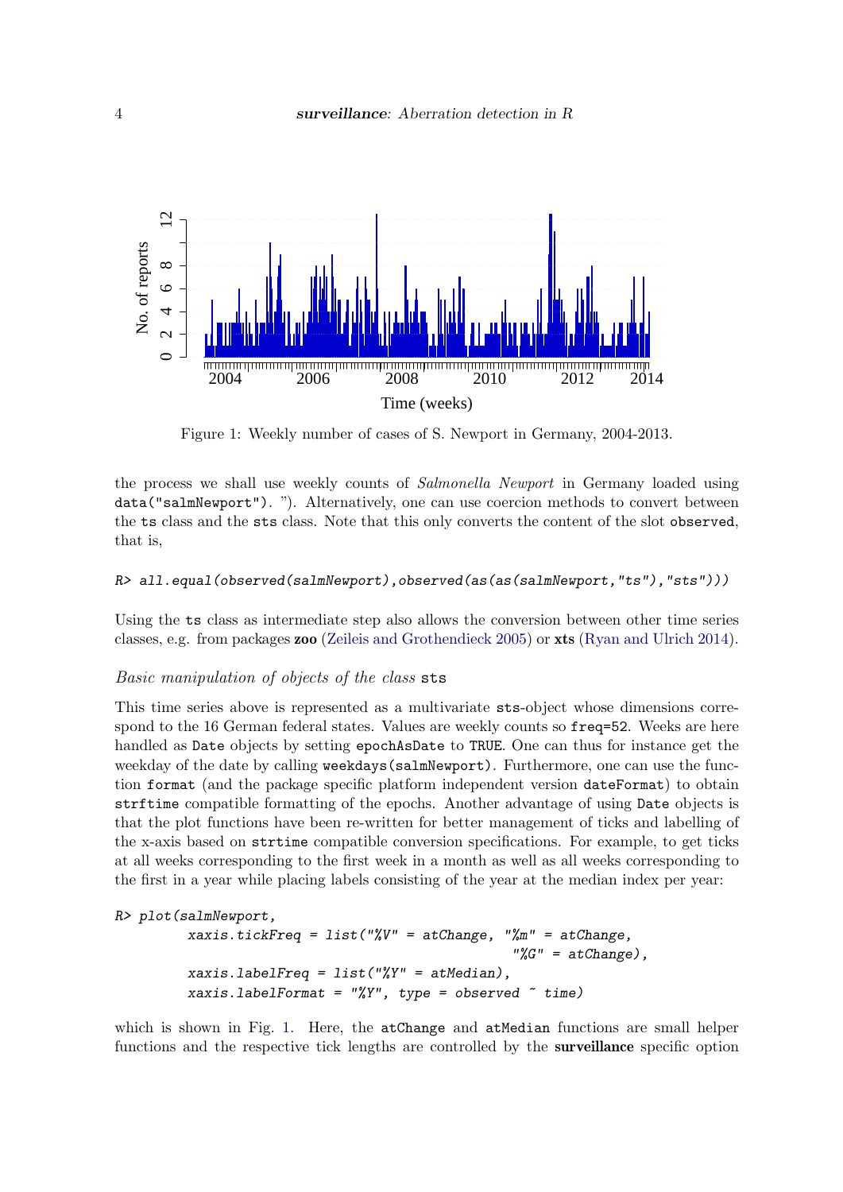Figure 1: Weekly number of cases of S. Newport in Germany, 2004-2013.

the process we shall use weekly counts of *Salmonella Newport* in Germany loaded using `data("salmNewport")`. "). Alternatively, one can use coercion methods to convert between the `ts` class and the `sts` class. Note that this only converts the content of the slot `observed`, that is,

```
R> all.equal(observed(salmNewport),observed(as(as(salmNewport,"ts"),"sts")))
```

Using the `ts` class as intermediate step also allows the conversion between other time series classes, e.g. from packages **zoo** (Zeileis and Grothendieck 2005) or **xts** (Ryan and Ulrich 2014).

### *Basic manipulation of objects of the class* `sts`

This time series above is represented as a multivariate `sts`-object whose dimensions correspond to the 16 German federal states. Values are weekly counts so `freq=52`. Weeks are here handled as `Date` objects by setting `epochAsDate` to `TRUE`. One can thus for instance get the weekday of the date by calling `weekdays(salmNewport)`. Furthermore, one can use the function `format` (and the package specific platform independent version `dateFormat`) to obtain `strftime` compatible formatting of the epochs. Another advantage of using `Date` objects is that the plot functions have been re-written for better management of ticks and labelling of the x-axis based on `strtime` compatible conversion specifications. For example, to get ticks at all weeks corresponding to the first week in a month as well as all weeks corresponding to the first in a year while placing labels consisting of the year at the median index per year:

```
R> plot(salmNewport,
         xaxis.tickFreq = list("%V" = atChange, "%m" = atChange,
                                                "%G" = atChange),
         xaxis.labelFreq = list("%Y" = atMedian),
         xaxis.labelFormat = "%Y", type = observed ~ time)
```

which is shown in Fig. 1. Here, the `atChange` and `atMedian` functions are small helper functions and the respective tick lengths are controlled by the **surveillance** specific option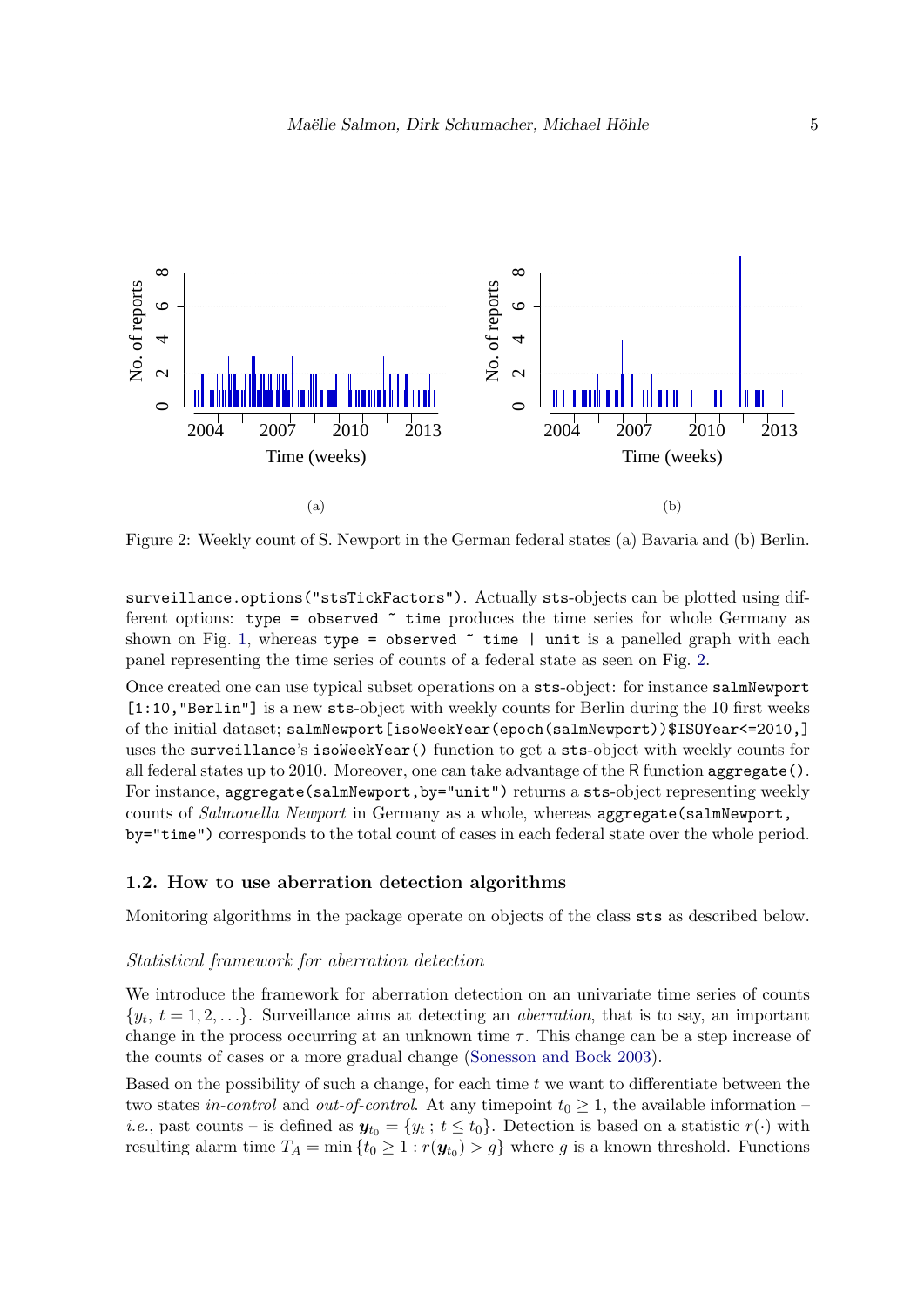(a)

(b)

Figure 2: Weekly count of S. Newport in the German federal states (a) Bavaria and (b) Berlin.

`surveillance.options("stsTickFactors")`. Actually `sts`-objects can be plotted using different options: `type = observed ~ time` produces the time series for whole Germany as shown on Fig. 1, whereas `type = observed ~ time | unit` is a panelled graph with each panel representing the time series of counts of a federal state as seen on Fig. 2.

Once created one can use typical subset operations on a `sts`-object: for instance `salmNewport [1:10,"Berlin"]` is a new `sts`-object with weekly counts for Berlin during the 10 first weeks of the initial dataset; `salmNewport[isoWeekYear(epoch(salmNewport))$ISOYear<=2010,]` uses the `surveillance`'s `isoWeekYear()` function to get a `sts`-object with weekly counts for all federal states up to 2010. Moreover, one can take advantage of the R function `aggregate()`. For instance, `aggregate(salmNewport,by="unit")` returns a `sts`-object representing weekly counts of *Salmonella Newport* in Germany as a whole, whereas `aggregate(salmNewport, by="time")` corresponds to the total count of cases in each federal state over the whole period.

## 1.2. How to use aberration detection algorithms

Monitoring algorithms in the package operate on objects of the class `sts` as described below.

### *Statistical framework for aberration detection*

We introduce the framework for aberration detection on an univariate time series of counts $\{y_t,\, t = 1, 2, \ldots\}$. Surveillance aims at detecting an *aberration*, that is to say, an important change in the process occurring at an unknown time $\tau$. This change can be a step increase of the counts of cases or a more gradual change (Sonesson and Bock 2003).

Based on the possibility of such a change, for each time $t$ we want to differentiate between the two states *in-control* and *out-of-control*. At any timepoint $t_0 \geq 1$, the available information – *i.e.*, past counts – is defined as $\boldsymbol{y}_{t_0} = \{y_t \,;\, t \leq t_0\}$. Detection is based on a statistic $r(\cdot)$ with resulting alarm time $T_A = \min\{t_0 \geq 1 : r(\boldsymbol{y}_{t_0}) > g\}$ where $g$ is a known threshold. Functions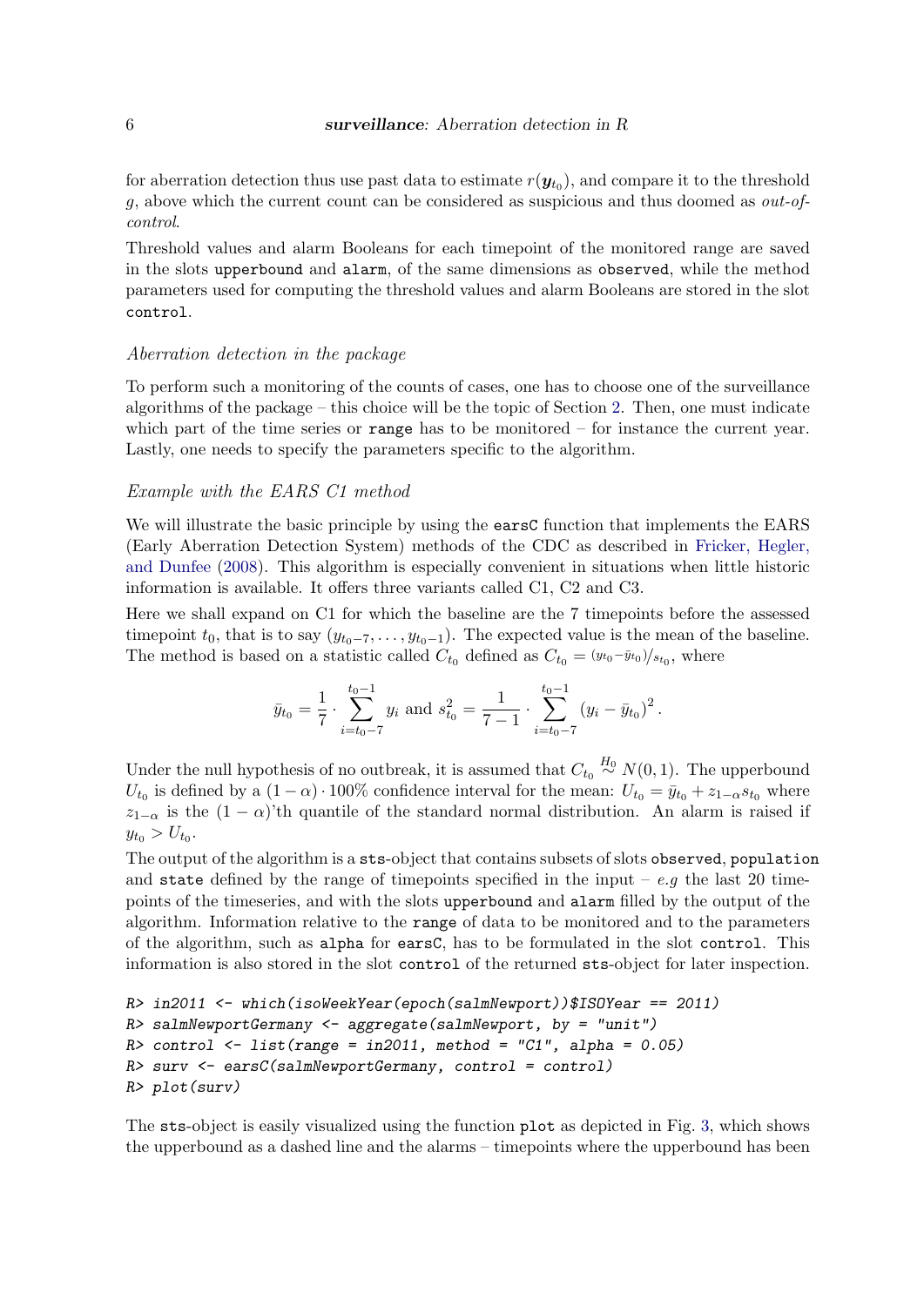for aberration detection thus use past data to estimate $r(\boldsymbol{y}_{t_0})$, and compare it to the threshold $g$, above which the current count can be considered as suspicious and thus doomed as *out-of-control*.

Threshold values and alarm Booleans for each timepoint of the monitored range are saved in the slots `upperbound` and `alarm`, of the same dimensions as `observed`, while the method parameters used for computing the threshold values and alarm Booleans are stored in the slot `control`.

### *Aberration detection in the package*

To perform such a monitoring of the counts of cases, one has to choose one of the surveillance algorithms of the package – this choice will be the topic of Section 2. Then, one must indicate which part of the time series or `range` has to be monitored – for instance the current year. Lastly, one needs to specify the parameters specific to the algorithm.

### *Example with the EARS C1 method*

We will illustrate the basic principle by using the `earsC` function that implements the EARS (Early Aberration Detection System) methods of the CDC as described in Fricker, Hegler, and Dunfee (2008). This algorithm is especially convenient in situations when little historic information is available. It offers three variants called C1, C2 and C3.

Here we shall expand on C1 for which the baseline are the 7 timepoints before the assessed timepoint $t_0$, that is to say $(y_{t_0-7}, \ldots, y_{t_0-1})$. The expected value is the mean of the baseline. The method is based on a statistic called $C_{t_0}$ defined as $C_{t_0} = {}^{(y_{t_0} - \bar{y}_{t_0})}/_{s_{t_0}}$, where

$$\bar{y}_{t_0} = \frac{1}{7} \cdot \sum_{i=t_0-7}^{t_0-1} y_i \text{ and } s_{t_0}^2 = \frac{1}{7-1} \cdot \sum_{i=t_0-7}^{t_0-1} \left(y_i - \bar{y}_{t_0}\right)^2.$$

Under the null hypothesis of no outbreak, it is assumed that $C_{t_0} \overset{H_0}{\sim} N(0,1)$. The upperbound $U_{t_0}$ is defined by a $(1-\alpha)\cdot 100\%$ confidence interval for the mean: $U_{t_0} = \bar{y}_{t_0} + z_{1-\alpha} s_{t_0}$ where $z_{1-\alpha}$ is the $(1-\alpha)$'th quantile of the standard normal distribution. An alarm is raised if $y_{t_0} > U_{t_0}$.

The output of the algorithm is a `sts`-object that contains subsets of slots `observed`, `population` and `state` defined by the range of timepoints specified in the input – *e.g* the last 20 timepoints of the timeseries, and with the slots `upperbound` and `alarm` filled by the output of the algorithm. Information relative to the `range` of data to be monitored and to the parameters of the algorithm, such as `alpha` for `earsC`, has to be formulated in the slot `control`. This information is also stored in the slot `control` of the returned `sts`-object for later inspection.

```
R> in2011 <- which(isoWeekYear(epoch(salmNewport))$ISOYear == 2011)
R> salmNewportGermany <- aggregate(salmNewport, by = "unit")
R> control <- list(range = in2011, method = "C1", alpha = 0.05)
R> surv <- earsC(salmNewportGermany, control = control)
R> plot(surv)
```

The `sts`-object is easily visualized using the function `plot` as depicted in Fig. 3, which shows the upperbound as a dashed line and the alarms – timepoints where the upperbound has been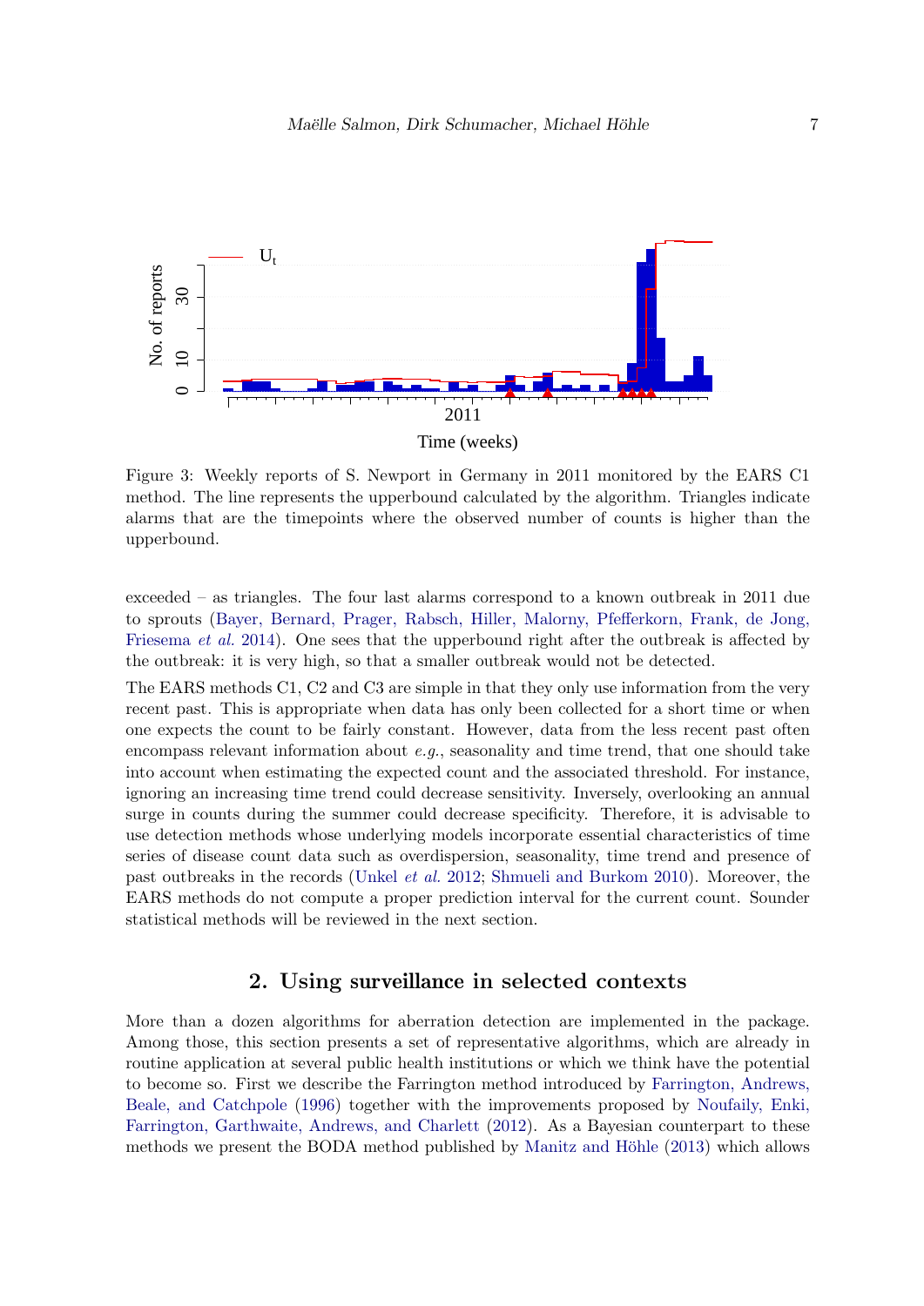Figure 3: Weekly reports of S. Newport in Germany in 2011 monitored by the EARS C1 method. The line represents the upperbound calculated by the algorithm. Triangles indicate alarms that are the timepoints where the observed number of counts is higher than the upperbound.

exceeded – as triangles. The four last alarms correspond to a known outbreak in 2011 due to sprouts (Bayer, Bernard, Prager, Rabsch, Hiller, Malorny, Pfefferkorn, Frank, de Jong, Friesema *et al.* 2014). One sees that the upperbound right after the outbreak is affected by the outbreak: it is very high, so that a smaller outbreak would not be detected.

The EARS methods C1, C2 and C3 are simple in that they only use information from the very recent past. This is appropriate when data has only been collected for a short time or when one expects the count to be fairly constant. However, data from the less recent past often encompass relevant information about *e.g.*, seasonality and time trend, that one should take into account when estimating the expected count and the associated threshold. For instance, ignoring an increasing time trend could decrease sensitivity. Inversely, overlooking an annual surge in counts during the summer could decrease specificity. Therefore, it is advisable to use detection methods whose underlying models incorporate essential characteristics of time series of disease count data such as overdispersion, seasonality, time trend and presence of past outbreaks in the records (Unkel *et al.* 2012; Shmueli and Burkom 2010). Moreover, the EARS methods do not compute a proper prediction interval for the current count. Sounder statistical methods will be reviewed in the next section.

## 2. Using surveillance in selected contexts

More than a dozen algorithms for aberration detection are implemented in the package. Among those, this section presents a set of representative algorithms, which are already in routine application at several public health institutions or which we think have the potential to become so. First we describe the Farrington method introduced by Farrington, Andrews, Beale, and Catchpole (1996) together with the improvements proposed by Noufaily, Enki, Farrington, Garthwaite, Andrews, and Charlett (2012). As a Bayesian counterpart to these methods we present the BODA method published by Manitz and Höhle (2013) which allows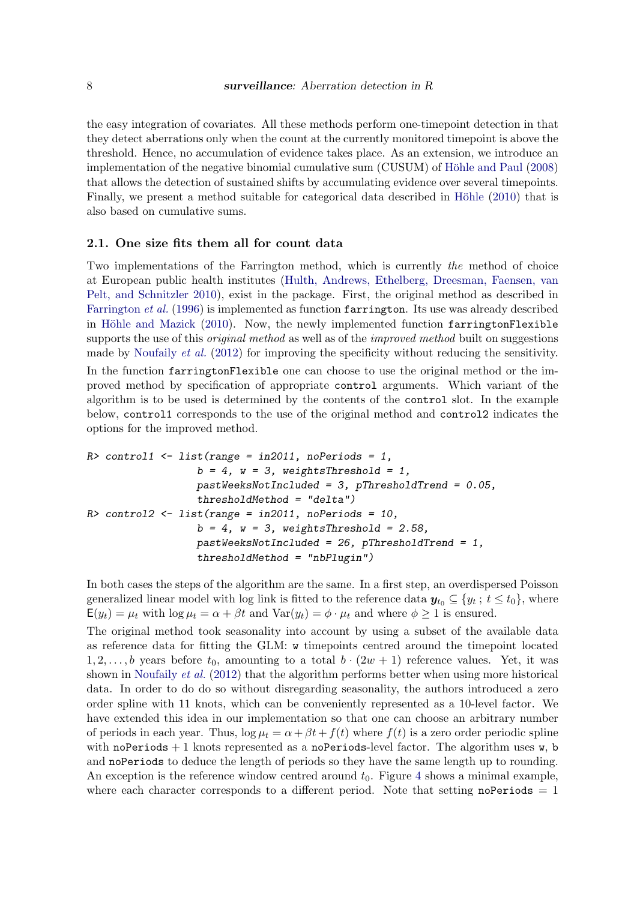the easy integration of covariates. All these methods perform one-timepoint detection in that they detect aberrations only when the count at the currently monitored timepoint is above the threshold. Hence, no accumulation of evidence takes place. As an extension, we introduce an implementation of the negative binomial cumulative sum (CUSUM) of Höhle and Paul (2008) that allows the detection of sustained shifts by accumulating evidence over several timepoints. Finally, we present a method suitable for categorical data described in Höhle (2010) that is also based on cumulative sums.

### 2.1. One size fits them all for count data

Two implementations of the Farrington method, which is currently *the* method of choice at European public health institutes (Hulth, Andrews, Ethelberg, Dreesman, Faensen, van Pelt, and Schnitzler 2010), exist in the package. First, the original method as described in Farrington *et al.* (1996) is implemented as function `farrington`. Its use was already described in Höhle and Mazick (2010). Now, the newly implemented function `farringtonFlexible` supports the use of this *original method* as well as of the *improved method* built on suggestions made by Noufaily *et al.* (2012) for improving the specificity without reducing the sensitivity.

In the function `farringtonFlexible` one can choose to use the original method or the improved method by specification of appropriate `control` arguments. Which variant of the algorithm is to be used is determined by the contents of the `control` slot. In the example below, `control1` corresponds to the use of the original method and `control2` indicates the options for the improved method.

```
R> control1 <- list(range = in2011, noPeriods = 1,
                   b = 4, w = 3, weightsThreshold = 1,
                   pastWeeksNotIncluded = 3, pThresholdTrend = 0.05,
                   thresholdMethod = "delta")
R> control2 <- list(range = in2011, noPeriods = 10,
                   b = 4, w = 3, weightsThreshold = 2.58,
                   pastWeeksNotIncluded = 26, pThresholdTrend = 1,
                   thresholdMethod = "nbPlugin")
```

In both cases the steps of the algorithm are the same. In a first step, an overdispersed Poisson generalized linear model with log link is fitted to the reference data $\boldsymbol{y}_{t_0} \subseteq \{y_t \,;\, t \leq t_0\}$, where $\mathsf{E}(y_t) = \mu_t$ with $\log \mu_t = \alpha + \beta t$ and $\mathrm{Var}(y_t) = \phi \cdot \mu_t$ and where $\phi \geq 1$ is ensured.

The original method took seasonality into account by using a subset of the available data as reference data for fitting the GLM: `w` timepoints centred around the timepoint located $1, 2, \ldots, b$ years before $t_0$, amounting to a total $b \cdot (2w + 1)$ reference values. Yet, it was shown in Noufaily *et al.* (2012) that the algorithm performs better when using more historical data. In order to do do so without disregarding seasonality, the authors introduced a zero order spline with 11 knots, which can be conveniently represented as a 10-level factor. We have extended this idea in our implementation so that one can choose an arbitrary number of periods in each year. Thus, $\log \mu_t = \alpha + \beta t + f(t)$ where $f(t)$ is a zero order periodic spline with `noPeriods` $+ 1$ knots represented as a `noPeriods`-level factor. The algorithm uses `w`, `b` and `noPeriods` to deduce the length of periods so they have the same length up to rounding. An exception is the reference window centred around $t_0$. Figure 4 shows a minimal example, where each character corresponds to a different period. Note that setting `noPeriods` $= 1$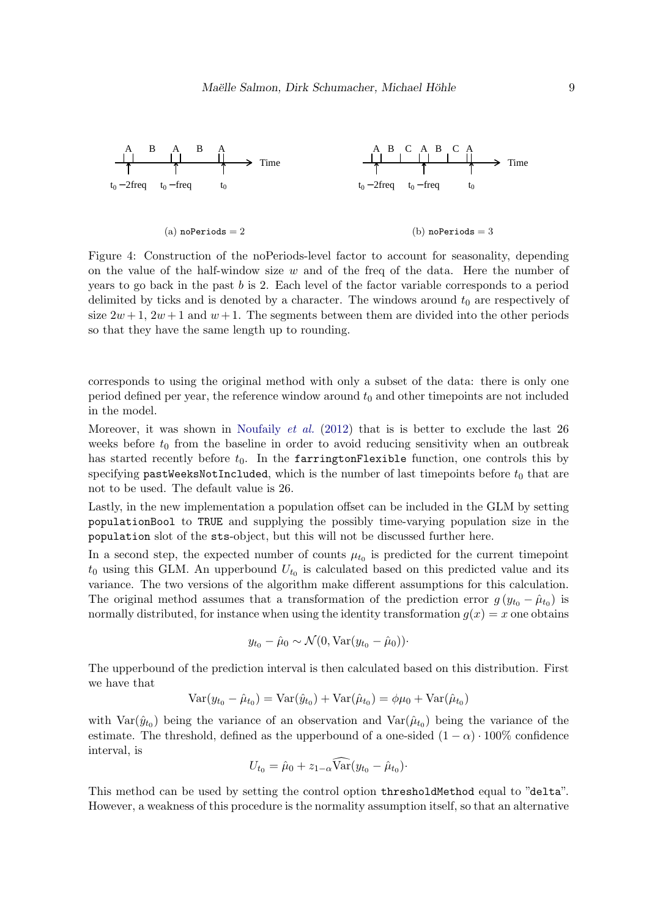(a) noPeriods = 2

(b) noPeriods = 3

Figure 4: Construction of the noPeriods-level factor to account for seasonality, depending on the value of the half-window size $w$ and of the freq of the data. Here the number of years to go back in the past $b$ is 2. Each level of the factor variable corresponds to a period delimited by ticks and is denoted by a character. The windows around $t_0$ are respectively of size $2w+1$, $2w+1$ and $w+1$. The segments between them are divided into the other periods so that they have the same length up to rounding.

corresponds to using the original method with only a subset of the data: there is only one period defined per year, the reference window around $t_0$ and other timepoints are not included in the model.

Moreover, it was shown in Noufaily *et al.* (2012) that is is better to exclude the last 26 weeks before $t_0$ from the baseline in order to avoid reducing sensitivity when an outbreak has started recently before $t_0$. In the `farringtonFlexible` function, one controls this by specifying `pastWeeksNotIncluded`, which is the number of last timepoints before $t_0$ that are not to be used. The default value is 26.

Lastly, in the new implementation a population offset can be included in the GLM by setting `populationBool` to `TRUE` and supplying the possibly time-varying population size in the `population` slot of the `sts`-object, but this will not be discussed further here.

In a second step, the expected number of counts $\mu_{t_0}$ is predicted for the current timepoint $t_0$ using this GLM. An upperbound $U_{t_0}$ is calculated based on this predicted value and its variance. The two versions of the algorithm make different assumptions for this calculation. The original method assumes that a transformation of the prediction error $g\left(y_{t_0} - \hat{\mu}_{t_0}\right)$ is normally distributed, for instance when using the identity transformation $g(x) = x$ one obtains

$$y_{t_0} - \hat{\mu}_0 \sim \mathcal{N}(0, \text{Var}(y_{t_0} - \hat{\mu}_0))\cdot$$

The upperbound of the prediction interval is then calculated based on this distribution. First we have that

$$\text{Var}(y_{t_0} - \hat{\mu}_{t_0}) = \text{Var}(\hat{y}_{t_0}) + \text{Var}(\hat{\mu}_{t_0}) = \phi\mu_0 + \text{Var}(\hat{\mu}_{t_0})$$

with $\text{Var}(\hat{y}_{t_0})$ being the variance of an observation and $\text{Var}(\hat{\mu}_{t_0})$ being the variance of the estimate. The threshold, defined as the upperbound of a one-sided $(1-\alpha)\cdot 100\%$ confidence interval, is

$$U_{t_0} = \hat{\mu}_0 + z_{1-\alpha}\widehat{\text{Var}}(y_{t_0} - \hat{\mu}_{t_0})\cdot$$

This method can be used by setting the control option `thresholdMethod` equal to "`delta`". However, a weakness of this procedure is the normality assumption itself, so that an alternative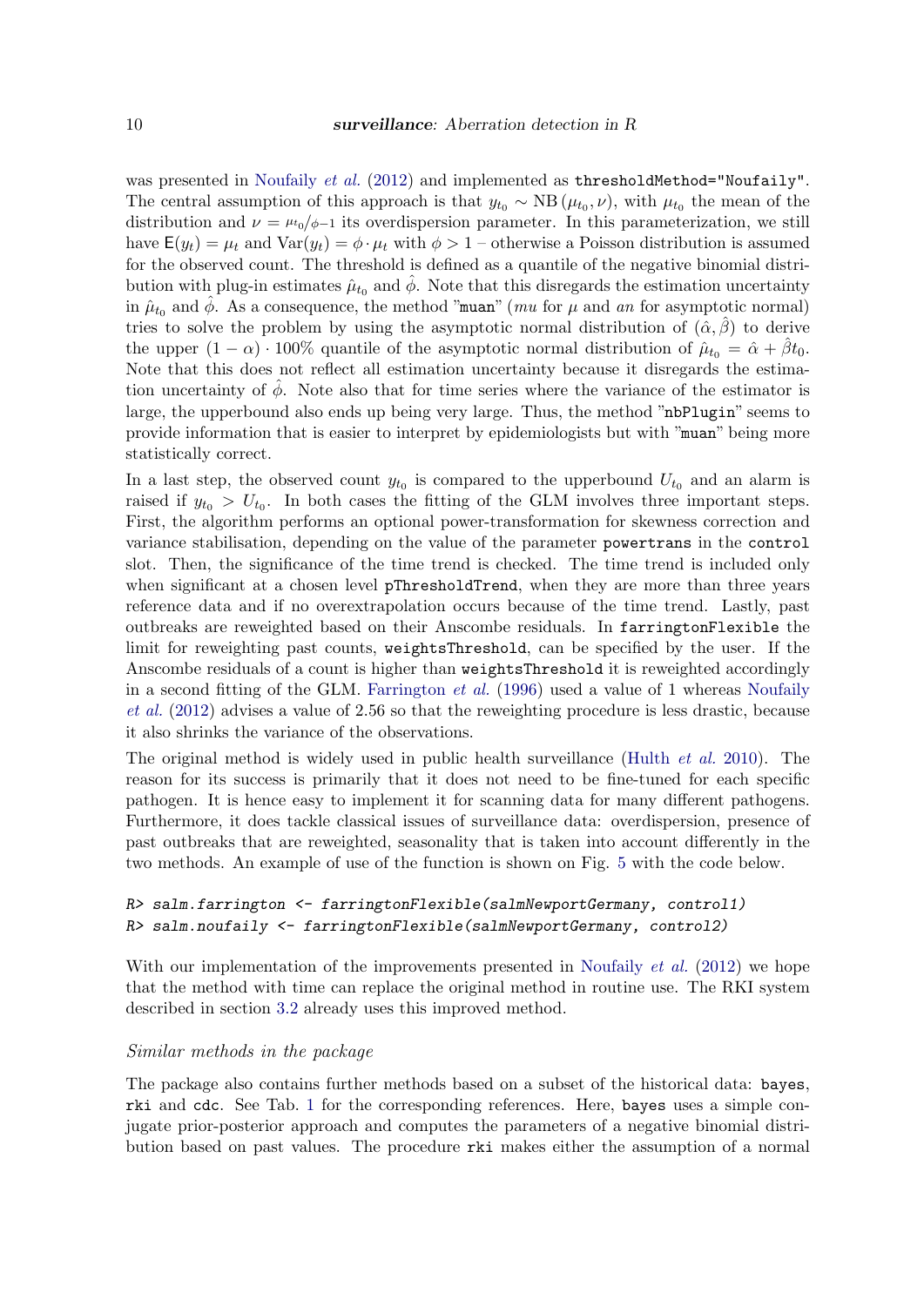was presented in Noufaily *et al.* (2012) and implemented as `thresholdMethod="Noufaily"`. The central assumption of this approach is that $y_{t_0} \sim \text{NB}(\mu_{t_0}, \nu)$, with $\mu_{t_0}$ the mean of the distribution and $\nu = \mu_{t_0}/\phi-1$ its overdispersion parameter. In this parameterization, we still have $\mathsf{E}(y_t) = \mu_t$ and $\text{Var}(y_t) = \phi \cdot \mu_t$ with $\phi > 1$ – otherwise a Poisson distribution is assumed for the observed count. The threshold is defined as a quantile of the negative binomial distribution with plug-in estimates $\hat{\mu}_{t_0}$ and $\hat{\phi}$. Note that this disregards the estimation uncertainty in $\hat{\mu}_{t_0}$ and $\hat{\phi}$. As a consequence, the method "`muan`" (*mu* for $\mu$ and *an* for asymptotic normal) tries to solve the problem by using the asymptotic normal distribution of $(\hat{\alpha}, \hat{\beta})$ to derive the upper $(1-\alpha)\cdot 100\%$ quantile of the asymptotic normal distribution of $\hat{\mu}_{t_0} = \hat{\alpha} + \hat{\beta}t_0$. Note that this does not reflect all estimation uncertainty because it disregards the estimation uncertainty of $\hat{\phi}$. Note also that for time series where the variance of the estimator is large, the upperbound also ends up being very large. Thus, the method "`nbPlugin`" seems to provide information that is easier to interpret by epidemiologists but with "`muan`" being more statistically correct.

In a last step, the observed count $y_{t_0}$ is compared to the upperbound $U_{t_0}$ and an alarm is raised if $y_{t_0} > U_{t_0}$. In both cases the fitting of the GLM involves three important steps. First, the algorithm performs an optional power-transformation for skewness correction and variance stabilisation, depending on the value of the parameter `powertrans` in the `control` slot. Then, the significance of the time trend is checked. The time trend is included only when significant at a chosen level `pThresholdTrend`, when they are more than three years reference data and if no overextrapolation occurs because of the time trend. Lastly, past outbreaks are reweighted based on their Anscombe residuals. In `farringtonFlexible` the limit for reweighting past counts, `weightsThreshold`, can be specified by the user. If the Anscombe residuals of a count is higher than `weightsThreshold` it is reweighted accordingly in a second fitting of the GLM. Farrington *et al.* (1996) used a value of 1 whereas Noufaily *et al.* (2012) advises a value of 2.56 so that the reweighting procedure is less drastic, because it also shrinks the variance of the observations.

The original method is widely used in public health surveillance (Hulth *et al.* 2010). The reason for its success is primarily that it does not need to be fine-tuned for each specific pathogen. It is hence easy to implement it for scanning data for many different pathogens. Furthermore, it does tackle classical issues of surveillance data: overdispersion, presence of past outbreaks that are reweighted, seasonality that is taken into account differently in the two methods. An example of use of the function is shown on Fig. 5 with the code below.

```
R> salm.farrington <- farringtonFlexible(salmNewportGermany, control1)
R> salm.noufaily <- farringtonFlexible(salmNewportGermany, control2)
```

With our implementation of the improvements presented in Noufaily *et al.* (2012) we hope that the method with time can replace the original method in routine use. The RKI system described in section 3.2 already uses this improved method.

*Similar methods in the package*

The package also contains further methods based on a subset of the historical data: `bayes`, `rki` and `cdc`. See Tab. 1 for the corresponding references. Here, `bayes` uses a simple conjugate prior-posterior approach and computes the parameters of a negative binomial distribution based on past values. The procedure `rki` makes either the assumption of a normal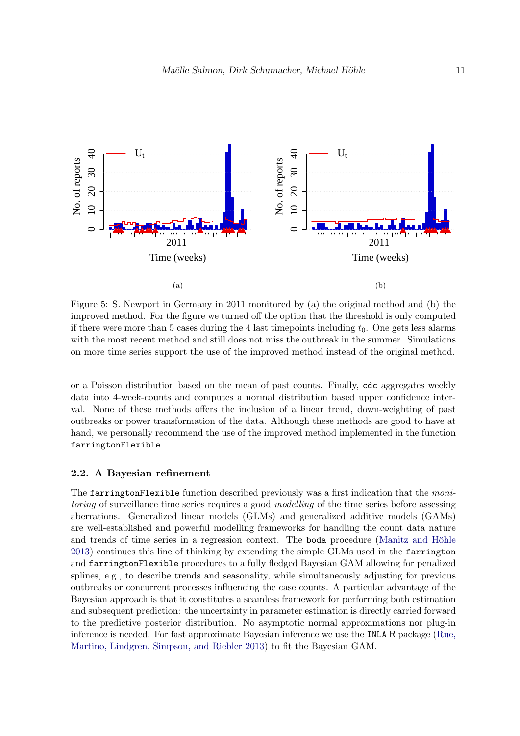(a)

(b)

Figure 5: S. Newport in Germany in 2011 monitored by (a) the original method and (b) the improved method. For the figure we turned off the option that the threshold is only computed if there were more than 5 cases during the 4 last timepoints including $t_0$. One gets less alarms with the most recent method and still does not miss the outbreak in the summer. Simulations on more time series support the use of the improved method instead of the original method.

or a Poisson distribution based on the mean of past counts. Finally, `cdc` aggregates weekly data into 4-week-counts and computes a normal distribution based upper confidence interval. None of these methods offers the inclusion of a linear trend, down-weighting of past outbreaks or power transformation of the data. Although these methods are good to have at hand, we personally recommend the use of the improved method implemented in the function `farringtonFlexible`.

### 2.2. A Bayesian refinement

The `farringtonFlexible` function described previously was a first indication that the *monitoring* of surveillance time series requires a good *modelling* of the time series before assessing aberrations. Generalized linear models (GLMs) and generalized additive models (GAMs) are well-established and powerful modelling frameworks for handling the count data nature and trends of time series in a regression context. The `boda` procedure (Manitz and Höhle 2013) continues this line of thinking by extending the simple GLMs used in the `farrington` and `farringtonFlexible` procedures to a fully fledged Bayesian GAM allowing for penalized splines, e.g., to describe trends and seasonality, while simultaneously adjusting for previous outbreaks or concurrent processes influencing the case counts. A particular advantage of the Bayesian approach is that it constitutes a seamless framework for performing both estimation and subsequent prediction: the uncertainty in parameter estimation is directly carried forward to the predictive posterior distribution. No asymptotic normal approximations nor plug-in inference is needed. For fast approximate Bayesian inference we use the `INLA` R package (Rue, Martino, Lindgren, Simpson, and Riebler 2013) to fit the Bayesian GAM.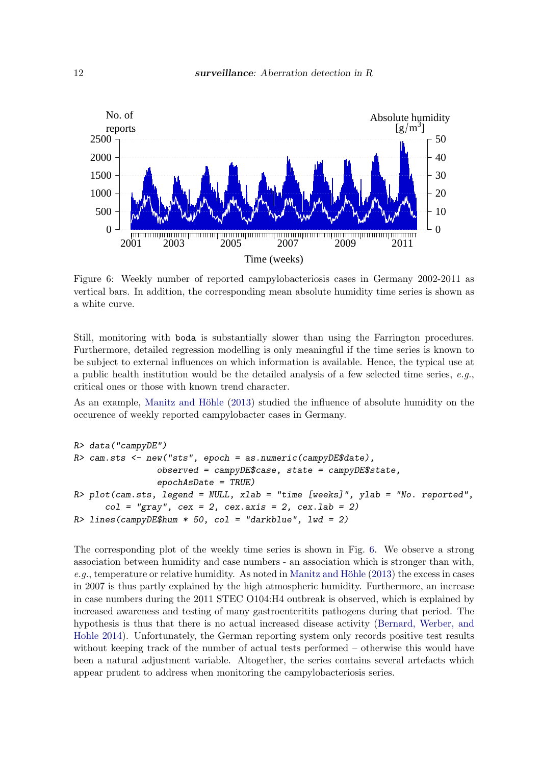Figure 6: Weekly number of reported campylobacteriosis cases in Germany 2002-2011 as vertical bars. In addition, the corresponding mean absolute humidity time series is shown as a white curve.

Still, monitoring with `boda` is substantially slower than using the Farrington procedures. Furthermore, detailed regression modelling is only meaningful if the time series is known to be subject to external influences on which information is available. Hence, the typical use at a public health institution would be the detailed analysis of a few selected time series, *e.g.*, critical ones or those with known trend character.

As an example, Manitz and Höhle (2013) studied the influence of absolute humidity on the occurence of weekly reported campylobacter cases in Germany.

```
R> data("campyDE")
R> cam.sts <- new("sts", epoch = as.numeric(campyDE$date),
                 observed = campyDE$case, state = campyDE$state,
                 epochAsDate = TRUE)
R> plot(cam.sts, legend = NULL, xlab = "time [weeks]", ylab = "No. reported",
       col = "gray", cex = 2, cex.axis = 2, cex.lab = 2)
R> lines(campyDE$hum * 50, col = "darkblue", lwd = 2)
```

The corresponding plot of the weekly time series is shown in Fig. 6. We observe a strong association between humidity and case numbers - an association which is stronger than with, *e.g.*, temperature or relative humidity. As noted in Manitz and Höhle (2013) the excess in cases in 2007 is thus partly explained by the high atmospheric humidity. Furthermore, an increase in case numbers during the 2011 STEC O104:H4 outbreak is observed, which is explained by increased awareness and testing of many gastroenteritits pathogens during that period. The hypothesis is thus that there is no actual increased disease activity (Bernard, Werber, and Hohle 2014). Unfortunately, the German reporting system only records positive test results without keeping track of the number of actual tests performed – otherwise this would have been a natural adjustment variable. Altogether, the series contains several artefacts which appear prudent to address when monitoring the campylobacteriosis series.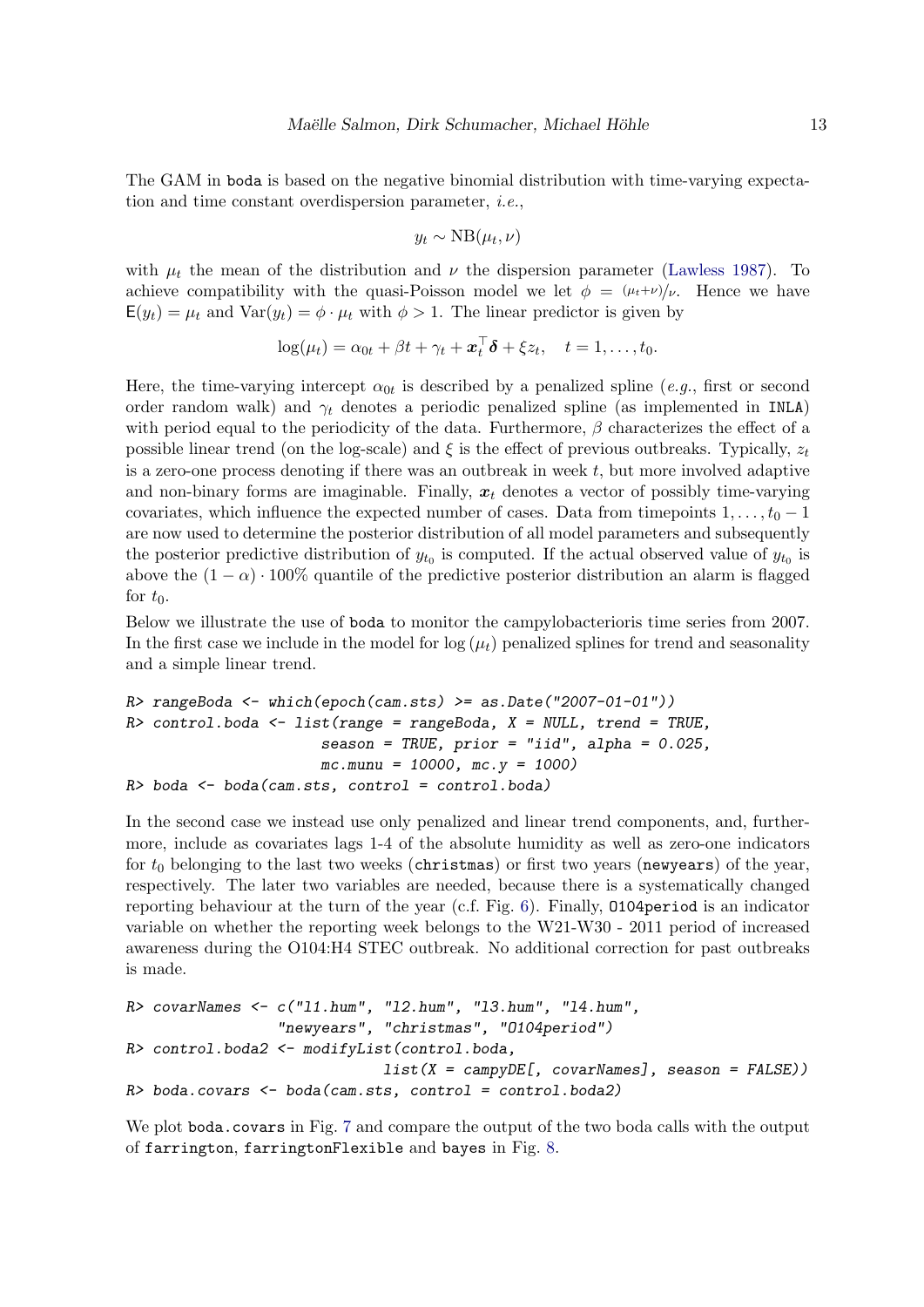The GAM in boda is based on the negative binomial distribution with time-varying expectation and time constant overdispersion parameter, *i.e.*,

$$y_t \sim \mathrm{NB}(\mu_t, \nu)$$

with $\mu_t$ the mean of the distribution and $\nu$ the dispersion parameter (Lawless 1987). To achieve compatibility with the quasi-Poisson model we let $\phi = {}^{(\mu_t+\nu)}/_{\nu}$. Hence we have $\mathsf{E}(y_t) = \mu_t$ and $\mathrm{Var}(y_t) = \phi \cdot \mu_t$ with $\phi > 1$. The linear predictor is given by

$$\log(\mu_t) = \alpha_{0t} + \beta t + \gamma_t + \boldsymbol{x}_t^\top \boldsymbol{\delta} + \xi z_t, \quad t = 1, \ldots, t_0.$$

Here, the time-varying intercept $\alpha_{0t}$ is described by a penalized spline (*e.g.*, first or second order random walk) and $\gamma_t$ denotes a periodic penalized spline (as implemented in INLA) with period equal to the periodicity of the data. Furthermore, $\beta$ characterizes the effect of a possible linear trend (on the log-scale) and $\xi$ is the effect of previous outbreaks. Typically, $z_t$ is a zero-one process denoting if there was an outbreak in week $t$, but more involved adaptive and non-binary forms are imaginable. Finally, $\boldsymbol{x}_t$ denotes a vector of possibly time-varying covariates, which influence the expected number of cases. Data from timepoints $1, \ldots, t_0 - 1$ are now used to determine the posterior distribution of all model parameters and subsequently the posterior predictive distribution of $y_{t_0}$ is computed. If the actual observed value of $y_{t_0}$ is above the $(1 - \alpha) \cdot 100\%$ quantile of the predictive posterior distribution an alarm is flagged for $t_0$.

Below we illustrate the use of boda to monitor the campylobacterioris time series from 2007. In the first case we include in the model for $\log(\mu_t)$ penalized splines for trend and seasonality and a simple linear trend.

```
R> rangeBoda <- which(epoch(cam.sts) >= as.Date("2007-01-01"))
R> control.boda <- list(range = rangeBoda, X = NULL, trend = TRUE,
                        season = TRUE, prior = "iid", alpha = 0.025,
                        mc.munu = 10000, mc.y = 1000)
R> boda <- boda(cam.sts, control = control.boda)
```

In the second case we instead use only penalized and linear trend components, and, furthermore, include as covariates lags 1-4 of the absolute humidity as well as zero-one indicators for $t_0$ belonging to the last two weeks (christmas) or first two years (newyears) of the year, respectively. The later two variables are needed, because there is a systematically changed reporting behaviour at the turn of the year (c.f. Fig. 6). Finally, O104period is an indicator variable on whether the reporting week belongs to the W21-W30 - 2011 period of increased awareness during the O104:H4 STEC outbreak. No additional correction for past outbreaks is made.

```
R> covarNames <- c("l1.hum", "l2.hum", "l3.hum", "l4.hum",
                   "newyears", "christmas", "O104period")
R> control.boda2 <- modifyList(control.boda,
                                list(X = campyDE[, covarNames], season = FALSE))
R> boda.covars <- boda(cam.sts, control = control.boda2)
```

We plot boda.covars in Fig. 7 and compare the output of the two boda calls with the output of farrington, farringtonFlexible and bayes in Fig. 8.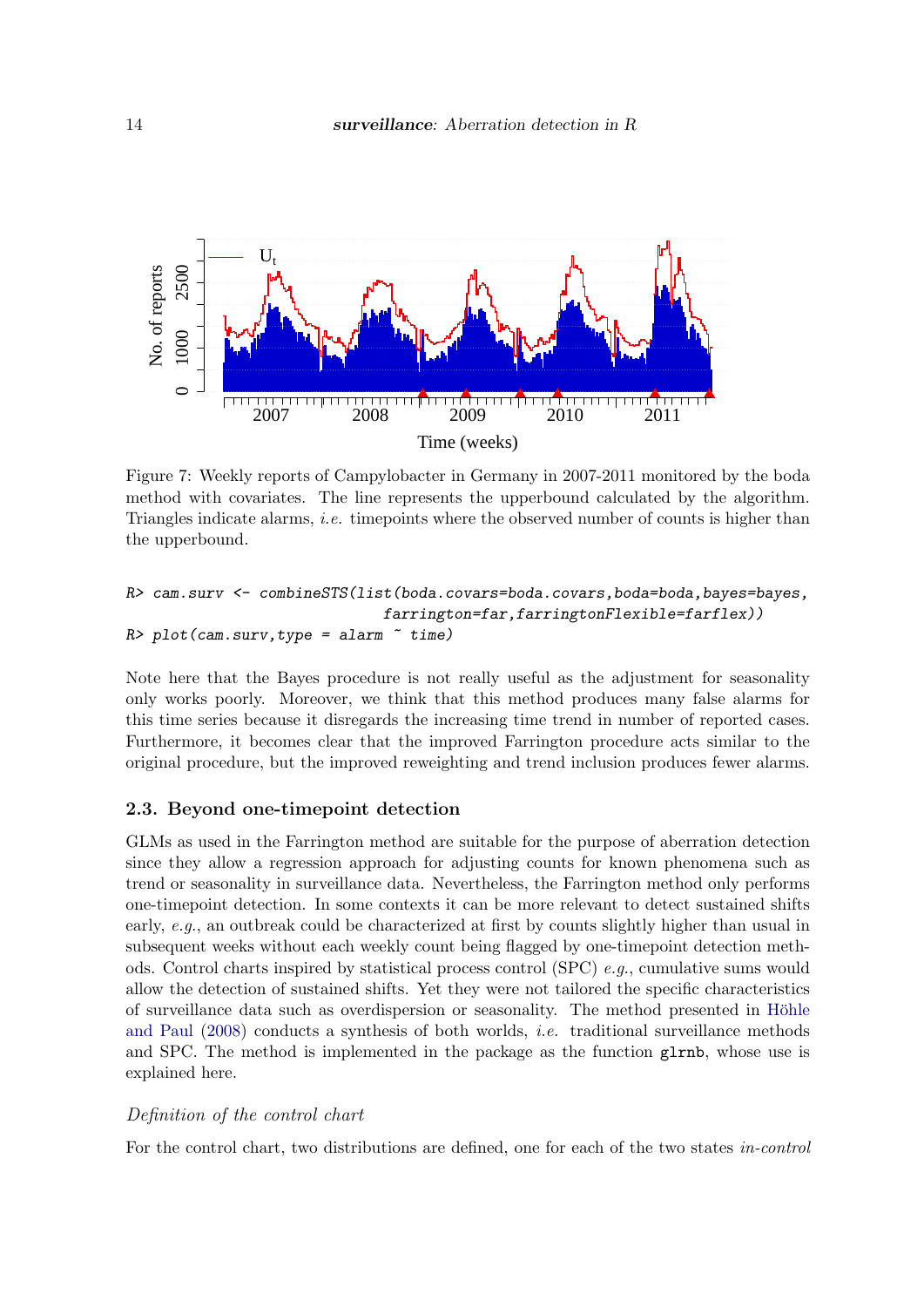Figure 7: Weekly reports of Campylobacter in Germany in 2007-2011 monitored by the boda method with covariates. The line represents the upperbound calculated by the algorithm. Triangles indicate alarms, *i.e.* timepoints where the observed number of counts is higher than the upperbound.

```
R> cam.surv <- combineSTS(list(boda.covars=boda.covars,boda=boda,bayes=bayes,
                             farrington=far,farringtonFlexible=farflex))
R> plot(cam.surv,type = alarm ~ time)
```

Note here that the Bayes procedure is not really useful as the adjustment for seasonality only works poorly. Moreover, we think that this method produces many false alarms for this time series because it disregards the increasing time trend in number of reported cases. Furthermore, it becomes clear that the improved Farrington procedure acts similar to the original procedure, but the improved reweighting and trend inclusion produces fewer alarms.

### 2.3. Beyond one-timepoint detection

GLMs as used in the Farrington method are suitable for the purpose of aberration detection since they allow a regression approach for adjusting counts for known phenomena such as trend or seasonality in surveillance data. Nevertheless, the Farrington method only performs one-timepoint detection. In some contexts it can be more relevant to detect sustained shifts early, *e.g.*, an outbreak could be characterized at first by counts slightly higher than usual in subsequent weeks without each weekly count being flagged by one-timepoint detection methods. Control charts inspired by statistical process control (SPC) *e.g.*, cumulative sums would allow the detection of sustained shifts. Yet they were not tailored the specific characteristics of surveillance data such as overdispersion or seasonality. The method presented in Höhle and Paul (2008) conducts a synthesis of both worlds, *i.e.* traditional surveillance methods and SPC. The method is implemented in the package as the function `glrnb`, whose use is explained here.

#### *Definition of the control chart*

For the control chart, two distributions are defined, one for each of the two states *in-control*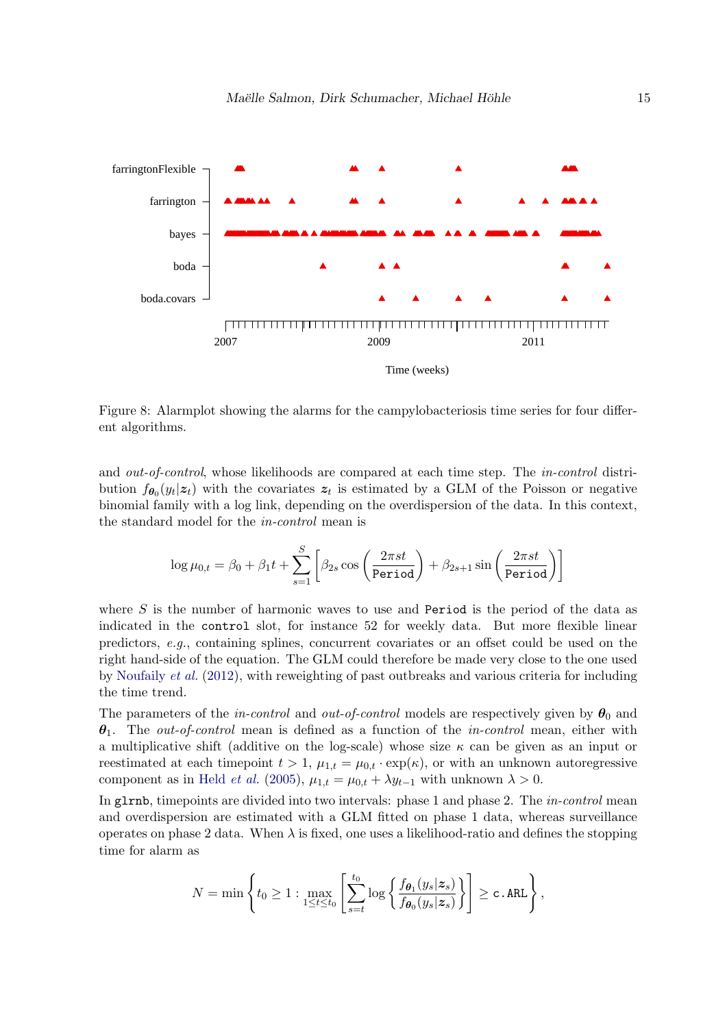Figure 8: Alarmplot showing the alarms for the campylobacteriosis time series for four different algorithms.

and *out-of-control*, whose likelihoods are compared at each time step. The *in-control* distribution $f_{\boldsymbol{\theta}_0}(y_t|\boldsymbol{z}_t)$ with the covariates $\boldsymbol{z}_t$ is estimated by a GLM of the Poisson or negative binomial family with a log link, depending on the overdispersion of the data. In this context, the standard model for the *in-control* mean is

$$\log \mu_{0,t} = \beta_0 + \beta_1 t + \sum_{s=1}^{S} \left[ \beta_{2s} \cos\left(\frac{2\pi st}{\texttt{Period}}\right) + \beta_{2s+1} \sin\left(\frac{2\pi st}{\texttt{Period}}\right)\right]$$

where $S$ is the number of harmonic waves to use and `Period` is the period of the data as indicated in the `control` slot, for instance 52 for weekly data. But more flexible linear predictors, *e.g.*, containing splines, concurrent covariates or an offset could be used on the right hand-side of the equation. The GLM could therefore be made very close to the one used by Noufaily *et al.* (2012), with reweighting of past outbreaks and various criteria for including the time trend.

The parameters of the *in-control* and *out-of-control* models are respectively given by $\boldsymbol{\theta}_0$ and $\boldsymbol{\theta}_1$. The *out-of-control* mean is defined as a function of the *in-control* mean, either with a multiplicative shift (additive on the log-scale) whose size $\kappa$ can be given as an input or reestimated at each timepoint $t > 1$, $\mu_{1,t} = \mu_{0,t} \cdot \exp(\kappa)$, or with an unknown autoregressive component as in Held *et al.* (2005), $\mu_{1,t} = \mu_{0,t} + \lambda y_{t-1}$ with unknown $\lambda > 0$.

In `glrnb`, timepoints are divided into two intervals: phase 1 and phase 2. The *in-control* mean and overdispersion are estimated with a GLM fitted on phase 1 data, whereas surveillance operates on phase 2 data. When $\lambda$ is fixed, one uses a likelihood-ratio and defines the stopping time for alarm as

$$N = \min\left\{ t_0 \geq 1 : \max_{1 \leq t \leq t_0} \left[ \sum_{s=t}^{t_0} \log\left\{ \frac{f_{\boldsymbol{\theta}_1}(y_s|\boldsymbol{z}_s)}{f_{\boldsymbol{\theta}_0}(y_s|\boldsymbol{z}_s)} \right\} \right] \geq \texttt{c.ARL} \right\},$$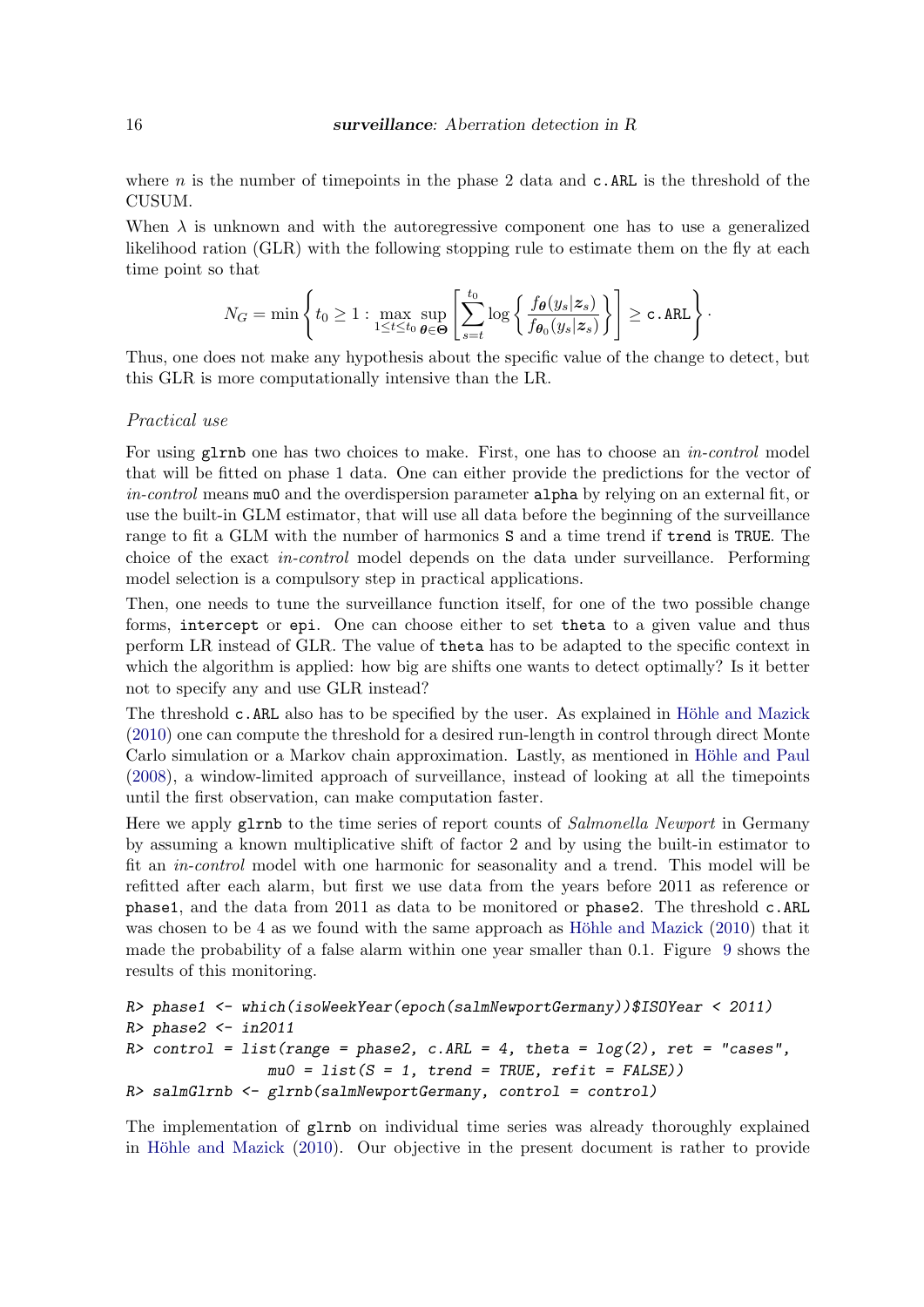where $n$ is the number of timepoints in the phase 2 data and `c.ARL` is the threshold of the CUSUM.

When $\lambda$ is unknown and with the autoregressive component one has to use a generalized likelihood ration (GLR) with the following stopping rule to estimate them on the fly at each time point so that

$$N_G = \min \left\{ t_0 \geq 1 : \max_{1 \leq t \leq t_0} \sup_{\boldsymbol{\theta} \in \boldsymbol{\Theta}} \left[ \sum_{s=t}^{t_0} \log \left\{ \frac{f_{\boldsymbol{\theta}}(y_s|\boldsymbol{z}_s)}{f_{\boldsymbol{\theta}_0}(y_s|\boldsymbol{z}_s)} \right\} \right] \geq \texttt{c.ARL} \right\}.$$

Thus, one does not make any hypothesis about the specific value of the change to detect, but this GLR is more computationally intensive than the LR.

*Practical use*

For using `glrnb` one has two choices to make. First, one has to choose an *in-control* model that will be fitted on phase 1 data. One can either provide the predictions for the vector of *in-control* means `mu0` and the overdispersion parameter `alpha` by relying on an external fit, or use the built-in GLM estimator, that will use all data before the beginning of the surveillance range to fit a GLM with the number of harmonics `S` and a time trend if `trend` is `TRUE`. The choice of the exact *in-control* model depends on the data under surveillance. Performing model selection is a compulsory step in practical applications.

Then, one needs to tune the surveillance function itself, for one of the two possible change forms, `intercept` or `epi`. One can choose either to set `theta` to a given value and thus perform LR instead of GLR. The value of `theta` has to be adapted to the specific context in which the algorithm is applied: how big are shifts one wants to detect optimally? Is it better not to specify any and use GLR instead?

The threshold `c.ARL` also has to be specified by the user. As explained in Höhle and Mazick (2010) one can compute the threshold for a desired run-length in control through direct Monte Carlo simulation or a Markov chain approximation. Lastly, as mentioned in Höhle and Paul (2008), a window-limited approach of surveillance, instead of looking at all the timepoints until the first observation, can make computation faster.

Here we apply `glrnb` to the time series of report counts of *Salmonella Newport* in Germany by assuming a known multiplicative shift of factor 2 and by using the built-in estimator to fit an *in-control* model with one harmonic for seasonality and a trend. This model will be refitted after each alarm, but first we use data from the years before 2011 as reference or `phase1`, and the data from 2011 as data to be monitored or `phase2`. The threshold `c.ARL` was chosen to be 4 as we found with the same approach as Höhle and Mazick (2010) that it made the probability of a false alarm within one year smaller than 0.1. Figure 9 shows the results of this monitoring.

```
R> phase1 <- which(isoWeekYear(epoch(salmNewportGermany))$ISOYear < 2011)
R> phase2 <- in2011
R> control = list(range = phase2, c.ARL = 4, theta = log(2), ret = "cases",
                 mu0 = list(S = 1, trend = TRUE, refit = FALSE))
R> salmGlrnb <- glrnb(salmNewportGermany, control = control)
```

The implementation of `glrnb` on individual time series was already thoroughly explained in Höhle and Mazick (2010). Our objective in the present document is rather to provide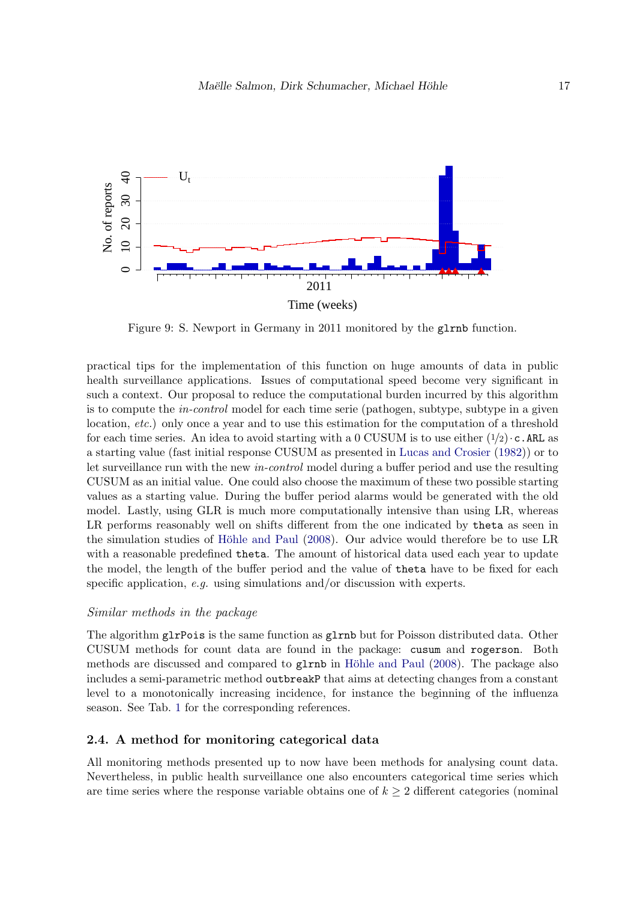Figure 9: S. Newport in Germany in 2011 monitored by the `glrnb` function.

practical tips for the implementation of this function on huge amounts of data in public health surveillance applications. Issues of computational speed become very significant in such a context. Our proposal to reduce the computational burden incurred by this algorithm is to compute the *in-control* model for each time serie (pathogen, subtype, subtype in a given location, *etc.*) only once a year and to use this estimation for the computation of a threshold for each time series. An idea to avoid starting with a 0 CUSUM is to use either $(1/2) \cdot$ `c.ARL` as a starting value (fast initial response CUSUM as presented in Lucas and Crosier (1982)) or to let surveillance run with the new *in-control* model during a buffer period and use the resulting CUSUM as an initial value. One could also choose the maximum of these two possible starting values as a starting value. During the buffer period alarms would be generated with the old model. Lastly, using GLR is much more computationally intensive than using LR, whereas LR performs reasonably well on shifts different from the one indicated by `theta` as seen in the simulation studies of Höhle and Paul (2008). Our advice would therefore be to use LR with a reasonable predefined `theta`. The amount of historical data used each year to update the model, the length of the buffer period and the value of `theta` have to be fixed for each specific application, *e.g.* using simulations and/or discussion with experts.

*Similar methods in the package*

The algorithm `glrPois` is the same function as `glrnb` but for Poisson distributed data. Other CUSUM methods for count data are found in the package: `cusum` and `rogerson`. Both methods are discussed and compared to `glrnb` in Höhle and Paul (2008). The package also includes a semi-parametric method `outbreakP` that aims at detecting changes from a constant level to a monotonically increasing incidence, for instance the beginning of the influenza season. See Tab. 1 for the corresponding references.

### 2.4. A method for monitoring categorical data

All monitoring methods presented up to now have been methods for analysing count data. Nevertheless, in public health surveillance one also encounters categorical time series which are time series where the response variable obtains one of $k \geq 2$ different categories (nominal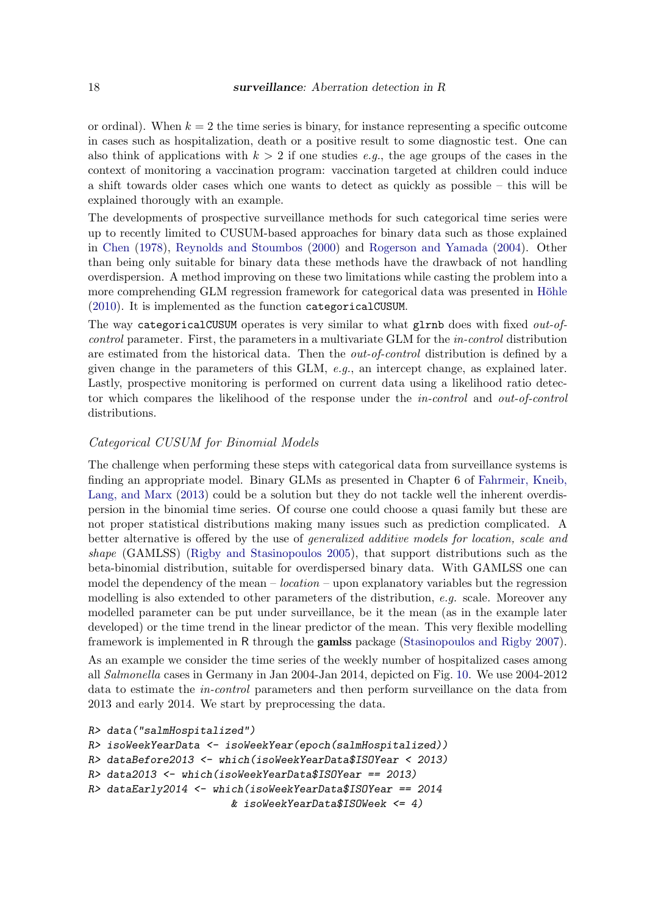or ordinal). When $k = 2$ the time series is binary, for instance representing a specific outcome in cases such as hospitalization, death or a positive result to some diagnostic test. One can also think of applications with $k > 2$ if one studies *e.g.*, the age groups of the cases in the context of monitoring a vaccination program: vaccination targeted at children could induce a shift towards older cases which one wants to detect as quickly as possible – this will be explained thorougly with an example.

The developments of prospective surveillance methods for such categorical time series were up to recently limited to CUSUM-based approaches for binary data such as those explained in Chen (1978), Reynolds and Stoumbos (2000) and Rogerson and Yamada (2004). Other than being only suitable for binary data these methods have the drawback of not handling overdispersion. A method improving on these two limitations while casting the problem into a more comprehending GLM regression framework for categorical data was presented in Höhle (2010). It is implemented as the function `categoricalCUSUM`.

The way `categoricalCUSUM` operates is very similar to what `glrnb` does with fixed *out-of-control* parameter. First, the parameters in a multivariate GLM for the *in-control* distribution are estimated from the historical data. Then the *out-of-control* distribution is defined by a given change in the parameters of this GLM, *e.g.*, an intercept change, as explained later. Lastly, prospective monitoring is performed on current data using a likelihood ratio detector which compares the likelihood of the response under the *in-control* and *out-of-control* distributions.

### *Categorical CUSUM for Binomial Models*

The challenge when performing these steps with categorical data from surveillance systems is finding an appropriate model. Binary GLMs as presented in Chapter 6 of Fahrmeir, Kneib, Lang, and Marx (2013) could be a solution but they do not tackle well the inherent overdispersion in the binomial time series. Of course one could choose a quasi family but these are not proper statistical distributions making many issues such as prediction complicated. A better alternative is offered by the use of *generalized additive models for location, scale and shape* (GAMLSS) (Rigby and Stasinopoulos 2005), that support distributions such as the beta-binomial distribution, suitable for overdispersed binary data. With GAMLSS one can model the dependency of the mean – *location* – upon explanatory variables but the regression modelling is also extended to other parameters of the distribution, *e.g.* scale. Moreover any modelled parameter can be put under surveillance, be it the mean (as in the example later developed) or the time trend in the linear predictor of the mean. This very flexible modelling framework is implemented in R through the **gamlss** package (Stasinopoulos and Rigby 2007).

As an example we consider the time series of the weekly number of hospitalized cases among all *Salmonella* cases in Germany in Jan 2004-Jan 2014, depicted on Fig. 10. We use 2004-2012 data to estimate the *in-control* parameters and then perform surveillance on the data from 2013 and early 2014. We start by preprocessing the data.

```
R> data("salmHospitalized")
R> isoWeekYearData <- isoWeekYear(epoch(salmHospitalized))
R> dataBefore2013 <- which(isoWeekYearData$ISOYear < 2013)
R> data2013 <- which(isoWeekYearData$ISOYear == 2013)
R> dataEarly2014 <- which(isoWeekYearData$ISOYear == 2014
                        & isoWeekYearData$ISOWeek <= 4)
```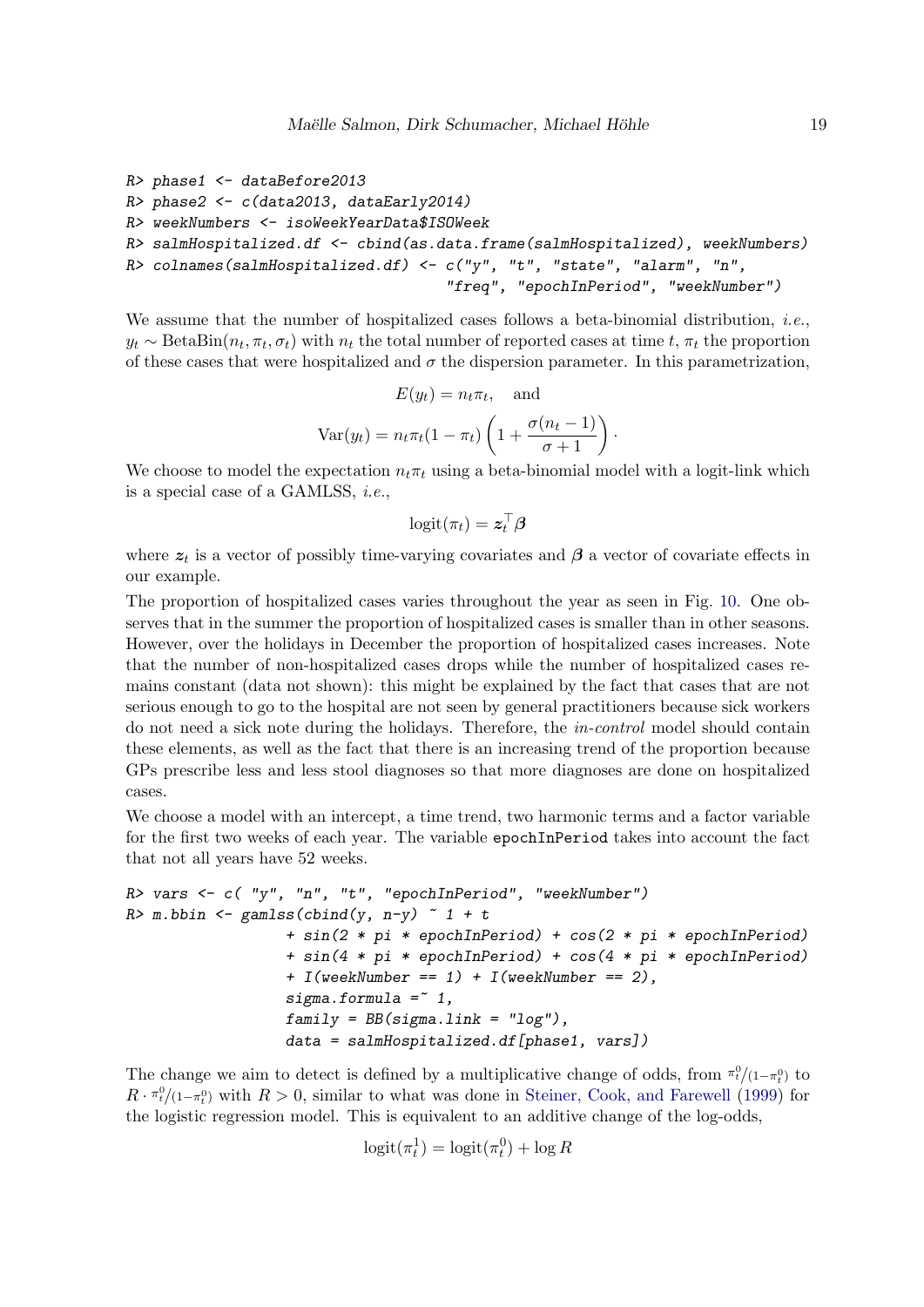```
R> phase1 <- dataBefore2013
R> phase2 <- c(data2013, dataEarly2014)
R> weekNumbers <- isoWeekYearData$ISOWeek
R> salmHospitalized.df <- cbind(as.data.frame(salmHospitalized), weekNumbers)
R> colnames(salmHospitalized.df) <- c("y", "t", "state", "alarm", "n",
                                      "freq", "epochInPeriod", "weekNumber")
```

We assume that the number of hospitalized cases follows a beta-binomial distribution, *i.e.*, $y_t \sim \text{BetaBin}(n_t, \pi_t, \sigma_t)$ with $n_t$ the total number of reported cases at time $t$, $\pi_t$ the proportion of these cases that were hospitalized and $\sigma$ the dispersion parameter. In this parametrization,

$$E(y_t) = n_t \pi_t, \quad \text{and}$$

$$\text{Var}(y_t) = n_t \pi_t (1 - \pi_t) \left( 1 + \frac{\sigma(n_t - 1)}{\sigma + 1} \right).$$

We choose to model the expectation $n_t \pi_t$ using a beta-binomial model with a logit-link which is a special case of a GAMLSS, *i.e.*,

$$\text{logit}(\pi_t) = \boldsymbol{z}_t^\top \boldsymbol{\beta}$$

where $\boldsymbol{z}_t$ is a vector of possibly time-varying covariates and $\boldsymbol{\beta}$ a vector of covariate effects in our example.

The proportion of hospitalized cases varies throughout the year as seen in Fig. 10. One observes that in the summer the proportion of hospitalized cases is smaller than in other seasons. However, over the holidays in December the proportion of hospitalized cases increases. Note that the number of non-hospitalized cases drops while the number of hospitalized cases remains constant (data not shown): this might be explained by the fact that cases that are not serious enough to go to the hospital are not seen by general practitioners because sick workers do not need a sick note during the holidays. Therefore, the *in-control* model should contain these elements, as well as the fact that there is an increasing trend of the proportion because GPs prescribe less and less stool diagnoses so that more diagnoses are done on hospitalized cases.

We choose a model with an intercept, a time trend, two harmonic terms and a factor variable for the first two weeks of each year. The variable `epochInPeriod` takes into account the fact that not all years have 52 weeks.

```
R> vars <- c( "y", "n", "t", "epochInPeriod", "weekNumber")
R> m.bbin <- gamlss(cbind(y, n-y) ~ 1 + t
                  + sin(2 * pi * epochInPeriod) + cos(2 * pi * epochInPeriod)
                  + sin(4 * pi * epochInPeriod) + cos(4 * pi * epochInPeriod)
                  + I(weekNumber == 1) + I(weekNumber == 2),
                  sigma.formula =~ 1,
                  family = BB(sigma.link = "log"),
                  data = salmHospitalized.df[phase1, vars])
```

The change we aim to detect is defined by a multiplicative change of odds, from $\pi_t^0/(1-\pi_t^0)$ to $R \cdot \pi_t^0/(1-\pi_t^0)$ with $R > 0$, similar to what was done in Steiner, Cook, and Farewell (1999) for the logistic regression model. This is equivalent to an additive change of the log-odds,

$$\text{logit}(\pi_t^1) = \text{logit}(\pi_t^0) + \log R$$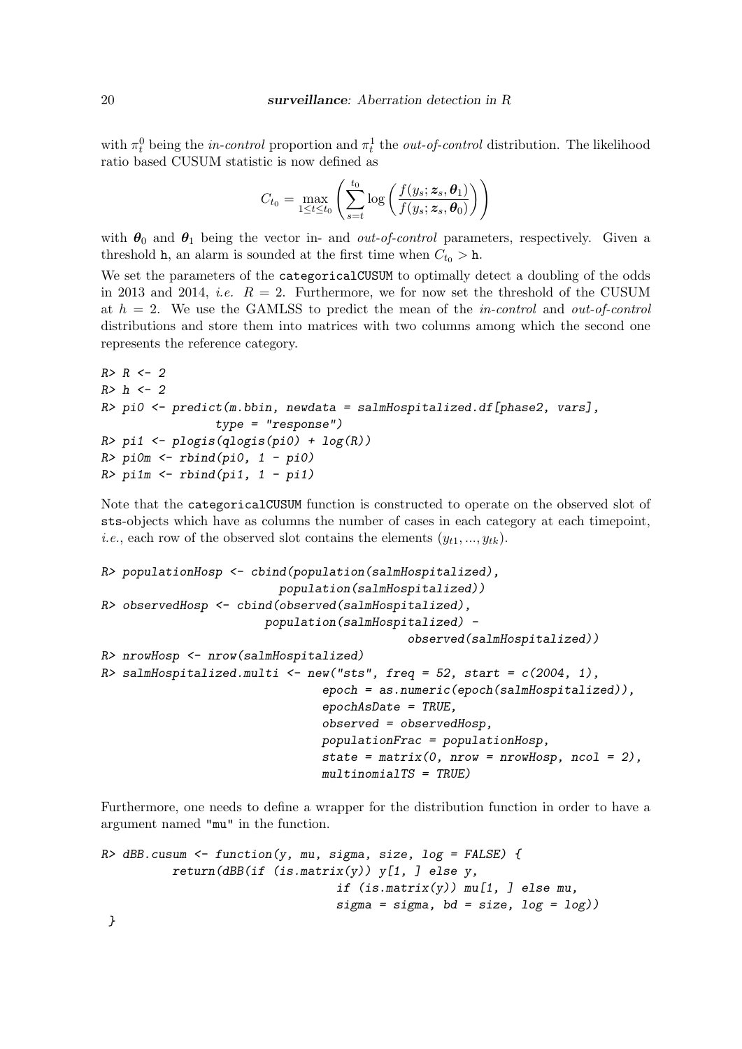with $\pi_t^0$ being the *in-control* proportion and $\pi_t^1$ the *out-of-control* distribution. The likelihood ratio based CUSUM statistic is now defined as

$$C_{t_0} = \max_{1 \leq t \leq t_0} \left( \sum_{s=t}^{t_0} \log \left( \frac{f(y_s; \boldsymbol{z}_s, \boldsymbol{\theta}_1)}{f(y_s; \boldsymbol{z}_s, \boldsymbol{\theta}_0)} \right) \right)$$

with $\boldsymbol{\theta}_0$ and $\boldsymbol{\theta}_1$ being the vector in- and *out-of-control* parameters, respectively. Given a threshold `h`, an alarm is sounded at the first time when $C_{t_0} > \texttt{h}$.

We set the parameters of the `categoricalCUSUM` to optimally detect a doubling of the odds in 2013 and 2014, *i.e.* $R = 2$. Furthermore, we for now set the threshold of the CUSUM at $h = 2$. We use the GAMLSS to predict the mean of the *in-control* and *out-of-control* distributions and store them into matrices with two columns among which the second one represents the reference category.

```
R> R <- 2
R> h <- 2
R> pi0 <- predict(m.bbin, newdata = salmHospitalized.df[phase2, vars],
              type = "response")
R> pi1 <- plogis(qlogis(pi0) + log(R))
R> pi0m <- rbind(pi0, 1 - pi0)
R> pi1m <- rbind(pi1, 1 - pi1)
```

Note that the `categoricalCUSUM` function is constructed to operate on the observed slot of `sts`-objects which have as columns the number of cases in each category at each timepoint, *i.e.*, each row of the observed slot contains the elements $(y_{t1}, ..., y_{tk})$.

```
R> populationHosp <- cbind(population(salmHospitalized),
                       population(salmHospitalized))
R> observedHosp <- cbind(observed(salmHospitalized),
                     population(salmHospitalized) -
                                      observed(salmHospitalized))
R> nrowHosp <- nrow(salmHospitalized)
R> salmHospitalized.multi <- new("sts", freq = 52, start = c(2004, 1),
                             epoch = as.numeric(epoch(salmHospitalized)),
                             epochAsDate = TRUE,
                             observed = observedHosp,
                             populationFrac = populationHosp,
                             state = matrix(0, nrow = nrowHosp, ncol = 2),
                             multinomialTS = TRUE)
```

Furthermore, one needs to define a wrapper for the distribution function in order to have a argument named "mu" in the function.

```
R> dBB.cusum <- function(y, mu, sigma, size, log = FALSE) {
        return(dBB(if (is.matrix(y)) y[1, ] else y,
                             if (is.matrix(y)) mu[1, ] else mu,
                             sigma = sigma, bd = size, log = log))
 }
```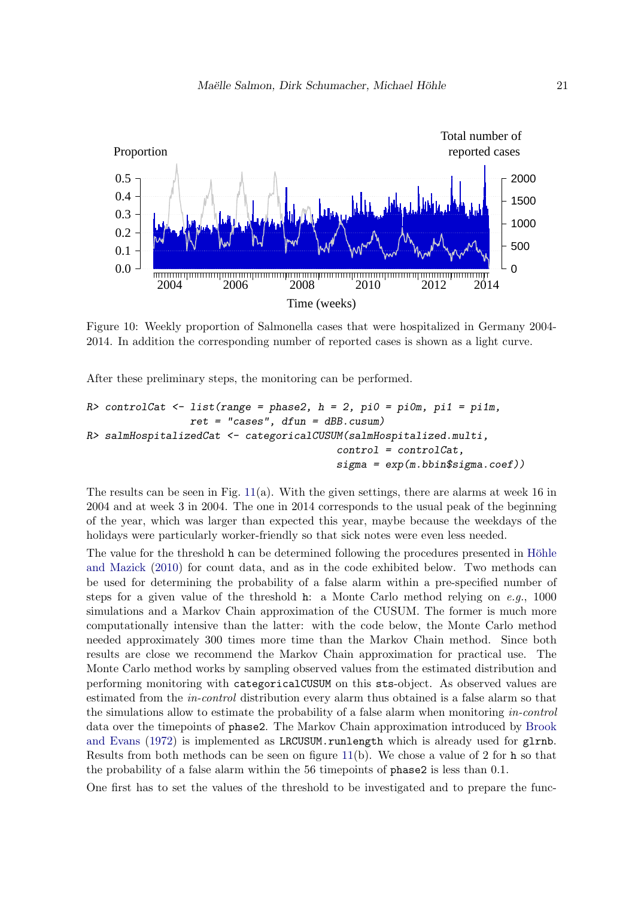Figure 10: Weekly proportion of Salmonella cases that were hospitalized in Germany 2004-2014. In addition the corresponding number of reported cases is shown as a light curve.

After these preliminary steps, the monitoring can be performed.

```
R> controlCat <- list(range = phase2, h = 2, pi0 = pi0m, pi1 = pi1m,
                      ret = "cases", dfun = dBB.cusum)
R> salmHospitalizedCat <- categoricalCUSUM(salmHospitalized.multi,
                                           control = controlCat,
                                           sigma = exp(m.bbin$sigma.coef))
```

The results can be seen in Fig. 11(a). With the given settings, there are alarms at week 16 in 2004 and at week 3 in 2004. The one in 2014 corresponds to the usual peak of the beginning of the year, which was larger than expected this year, maybe because the weekdays of the holidays were particularly worker-friendly so that sick notes were even less needed.

The value for the threshold `h` can be determined following the procedures presented in Höhle and Mazick (2010) for count data, and as in the code exhibited below. Two methods can be used for determining the probability of a false alarm within a pre-specified number of steps for a given value of the threshold `h`: a Monte Carlo method relying on *e.g.*, 1000 simulations and a Markov Chain approximation of the CUSUM. The former is much more computationally intensive than the latter: with the code below, the Monte Carlo method needed approximately 300 times more time than the Markov Chain method. Since both results are close we recommend the Markov Chain approximation for practical use. The Monte Carlo method works by sampling observed values from the estimated distribution and performing monitoring with `categoricalCUSUM` on this `sts`-object. As observed values are estimated from the *in-control* distribution every alarm thus obtained is a false alarm so that the simulations allow to estimate the probability of a false alarm when monitoring *in-control* data over the timepoints of `phase2`. The Markov Chain approximation introduced by Brook and Evans (1972) is implemented as `LRCUSUM.runlength` which is already used for `glrnb`. Results from both methods can be seen on figure 11(b). We chose a value of 2 for `h` so that the probability of a false alarm within the 56 timepoints of `phase2` is less than 0.1.

One first has to set the values of the threshold to be investigated and to prepare the func-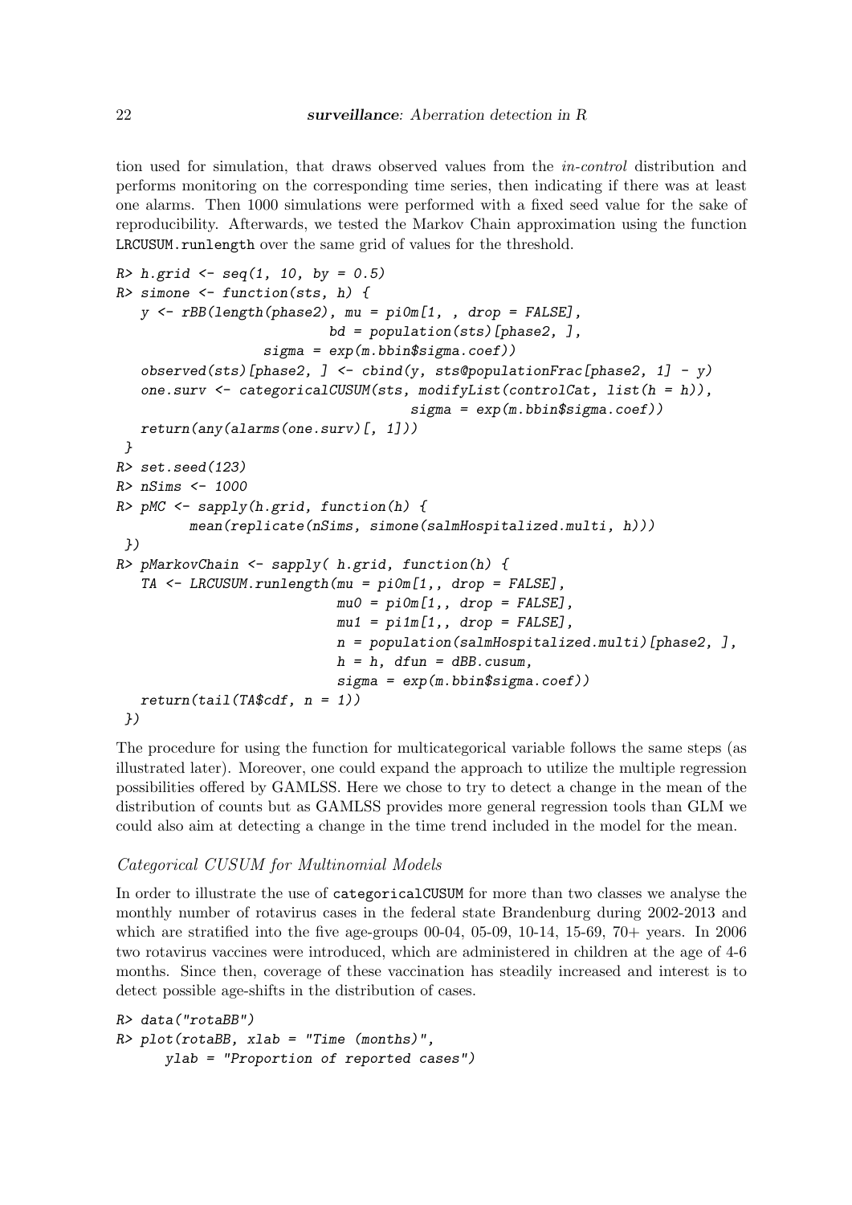tion used for simulation, that draws observed values from the *in-control* distribution and performs monitoring on the corresponding time series, then indicating if there was at least one alarms. Then 1000 simulations were performed with a fixed seed value for the sake of reproducibility. Afterwards, we tested the Markov Chain approximation using the function LRCUSUM.runlength over the same grid of values for the threshold.

```
R> h.grid <- seq(1, 10, by = 0.5)
R> simone <- function(sts, h) {
   y <- rBB(length(phase2), mu = pi0m[1, , drop = FALSE],
                            bd = population(sts)[phase2, ],
                  sigma = exp(m.bbin$sigma.coef))
   observed(sts)[phase2, ] <- cbind(y, sts@populationFrac[phase2, 1] - y)
   one.surv <- categoricalCUSUM(sts, modifyList(controlCat, list(h = h)),
                                    sigma = exp(m.bbin$sigma.coef))
   return(any(alarms(one.surv)[, 1]))
 }
R> set.seed(123)
R> nSims <- 1000
R> pMC <- sapply(h.grid, function(h) {
        mean(replicate(nSims, simone(salmHospitalized.multi, h)))
 })
R> pMarkovChain <- sapply( h.grid, function(h) {
   TA <- LRCUSUM.runlength(mu = pi0m[1,, drop = FALSE],
                            mu0 = pi0m[1,, drop = FALSE],
                            mu1 = pi1m[1,, drop = FALSE],
                            n = population(salmHospitalized.multi)[phase2, ],
                            h = h, dfun = dBB.cusum,
                            sigma = exp(m.bbin$sigma.coef))
   return(tail(TA$cdf, n = 1))
 })
```

The procedure for using the function for multicategorical variable follows the same steps (as illustrated later). Moreover, one could expand the approach to utilize the multiple regression possibilities offered by GAMLSS. Here we chose to try to detect a change in the mean of the distribution of counts but as GAMLSS provides more general regression tools than GLM we could also aim at detecting a change in the time trend included in the model for the mean.

### *Categorical CUSUM for Multinomial Models*

In order to illustrate the use of categoricalCUSUM for more than two classes we analyse the monthly number of rotavirus cases in the federal state Brandenburg during 2002-2013 and which are stratified into the five age-groups 00-04, 05-09, 10-14, 15-69, 70+ years. In 2006 two rotavirus vaccines were introduced, which are administered in children at the age of 4-6 months. Since then, coverage of these vaccination has steadily increased and interest is to detect possible age-shifts in the distribution of cases.

```
R> data("rotaBB")
R> plot(rotaBB, xlab = "Time (months)",
     ylab = "Proportion of reported cases")
```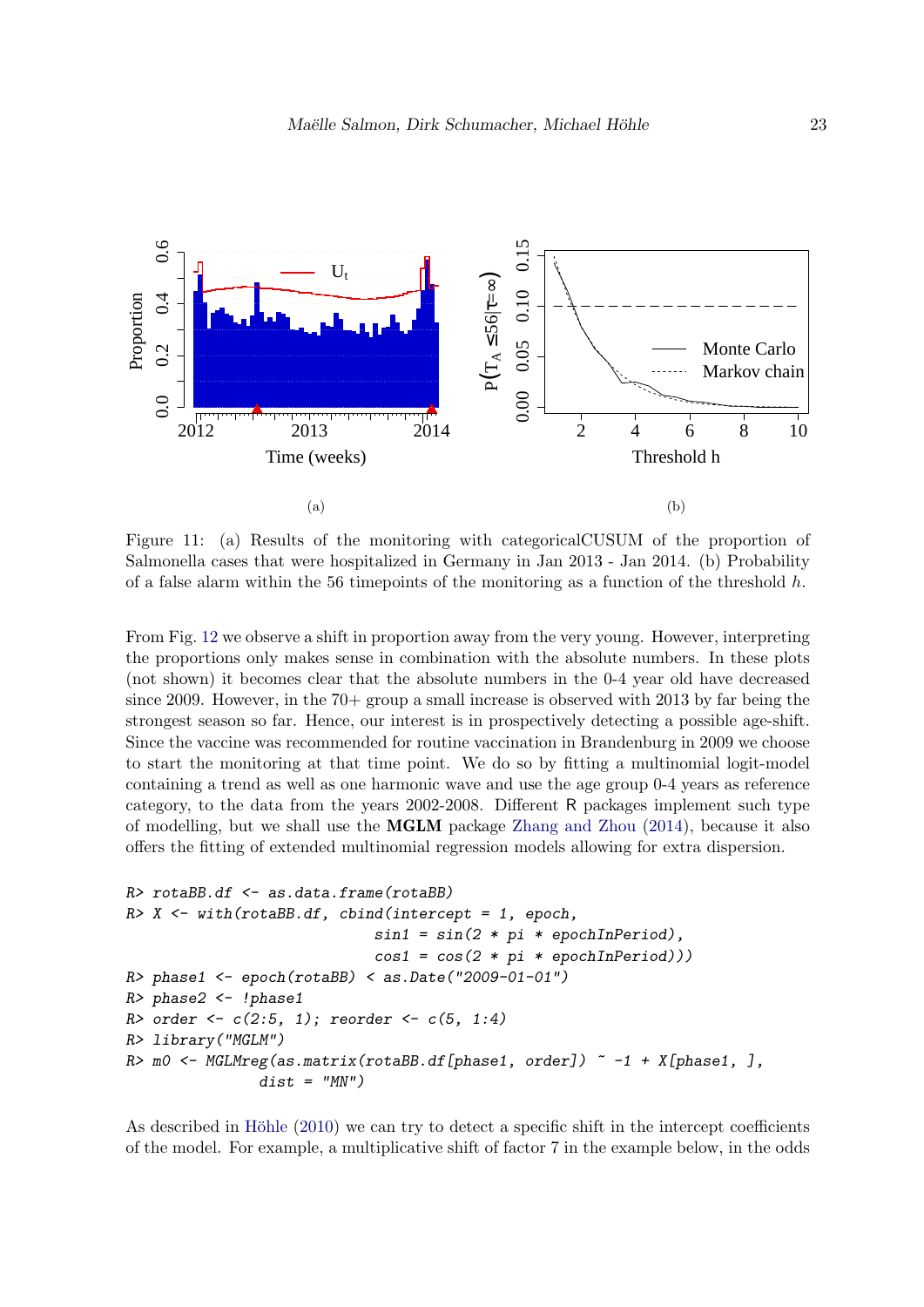Figure 11: (a) Results of the monitoring with categoricalCUSUM of the proportion of Salmonella cases that were hospitalized in Germany in Jan 2013 - Jan 2014. (b) Probability of a false alarm within the 56 timepoints of the monitoring as a function of the threshold $h$.

From Fig. 12 we observe a shift in proportion away from the very young. However, interpreting the proportions only makes sense in combination with the absolute numbers. In these plots (not shown) it becomes clear that the absolute numbers in the 0-4 year old have decreased since 2009. However, in the 70+ group a small increase is observed with 2013 by far being the strongest season so far. Hence, our interest is in prospectively detecting a possible age-shift. Since the vaccine was recommended for routine vaccination in Brandenburg in 2009 we choose to start the monitoring at that time point. We do so by fitting a multinomial logit-model containing a trend as well as one harmonic wave and use the age group 0-4 years as reference category, to the data from the years 2002-2008. Different R packages implement such type of modelling, but we shall use the **MGLM** package Zhang and Zhou (2014), because it also offers the fitting of extended multinomial regression models allowing for extra dispersion.

```
R> rotaBB.df <- as.data.frame(rotaBB)
R> X <- with(rotaBB.df, cbind(intercept = 1, epoch,
                              sin1 = sin(2 * pi * epochInPeriod),
                              cos1 = cos(2 * pi * epochInPeriod)))
R> phase1 <- epoch(rotaBB) < as.Date("2009-01-01")
R> phase2 <- !phase1
R> order <- c(2:5, 1); reorder <- c(5, 1:4)
R> library("MGLM")
R> m0 <- MGLMreg(as.matrix(rotaBB.df[phase1, order]) ~ -1 + X[phase1, ],
                 dist = "MN")
```

As described in Höhle (2010) we can try to detect a specific shift in the intercept coefficients of the model. For example, a multiplicative shift of factor 7 in the example below, in the odds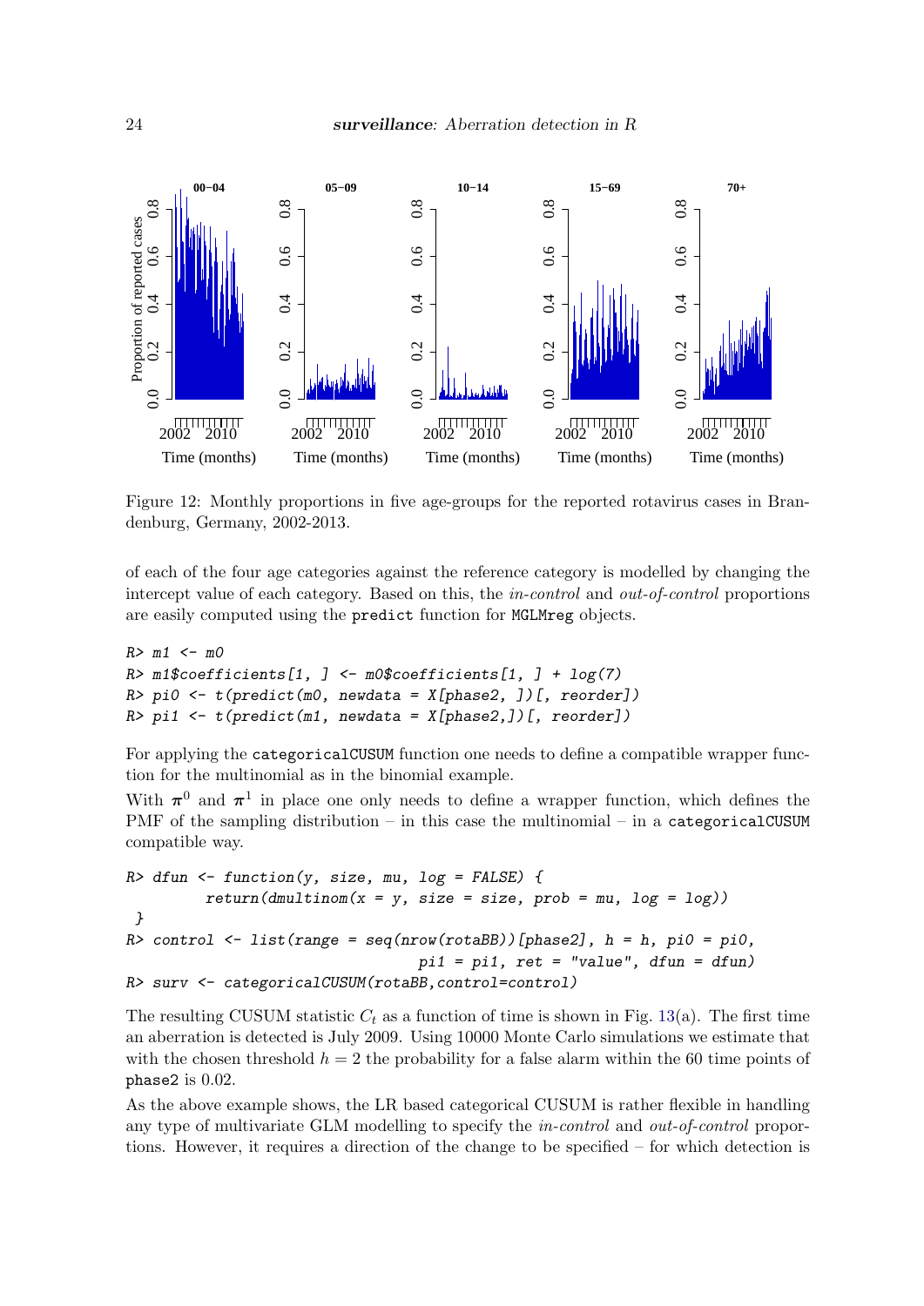Figure 12: Monthly proportions in five age-groups for the reported rotavirus cases in Brandenburg, Germany, 2002-2013.

of each of the four age categories against the reference category is modelled by changing the intercept value of each category. Based on this, the *in-control* and *out-of-control* proportions are easily computed using the `predict` function for `MGLMreg` objects.

```
R> m1 <- m0
R> m1$coefficients[1, ] <- m0$coefficients[1, ] + log(7)
R> pi0 <- t(predict(m0, newdata = X[phase2, ])[, reorder])
R> pi1 <- t(predict(m1, newdata = X[phase2,])[, reorder])
```

For applying the `categoricalCUSUM` function one needs to define a compatible wrapper function for the multinomial as in the binomial example.

With $\boldsymbol{\pi}^0$ and $\boldsymbol{\pi}^1$ in place one only needs to define a wrapper function, which defines the PMF of the sampling distribution – in this case the multinomial – in a `categoricalCUSUM` compatible way.

```
R> dfun <- function(y, size, mu, log = FALSE) {
         return(dmultinom(x = y, size = size, prob = mu, log = log))
 }
R> control <- list(range = seq(nrow(rotaBB))[phase2], h = h, pi0 = pi0,
                              pi1 = pi1, ret = "value", dfun = dfun)
R> surv <- categoricalCUSUM(rotaBB,control=control)
```

The resulting CUSUM statistic $C_t$ as a function of time is shown in Fig. 13(a). The first time an aberration is detected is July 2009. Using 10000 Monte Carlo simulations we estimate that with the chosen threshold $h = 2$ the probability for a false alarm within the 60 time points of `phase2` is 0.02.

As the above example shows, the LR based categorical CUSUM is rather flexible in handling any type of multivariate GLM modelling to specify the *in-control* and *out-of-control* proportions. However, it requires a direction of the change to be specified – for which detection is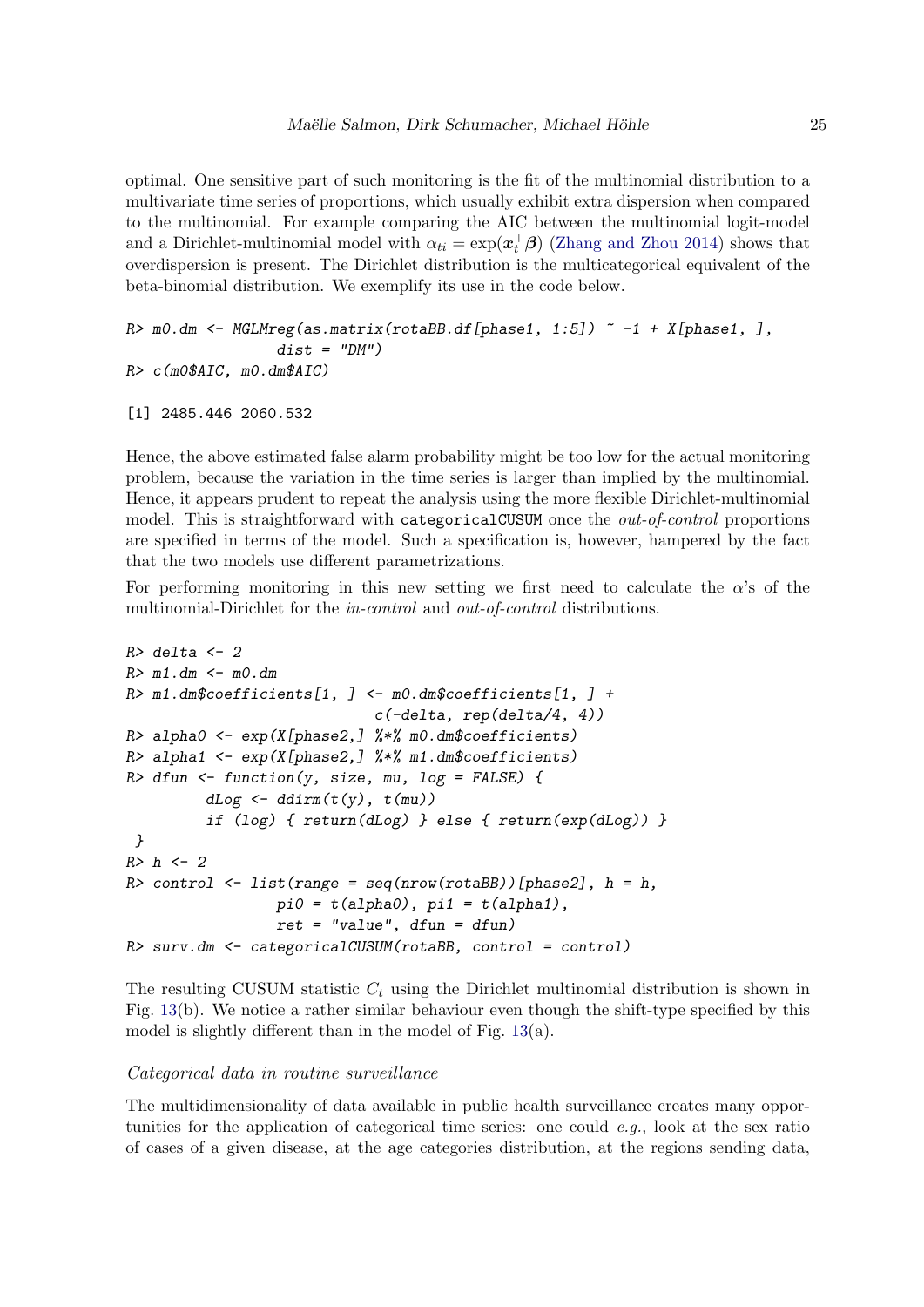optimal. One sensitive part of such monitoring is the fit of the multinomial distribution to a multivariate time series of proportions, which usually exhibit extra dispersion when compared to the multinomial. For example comparing the AIC between the multinomial logit-model and a Dirichlet-multinomial model with $\alpha_{ti} = \exp(\boldsymbol{x}_t^\top \boldsymbol{\beta})$ (Zhang and Zhou 2014) shows that overdispersion is present. The Dirichlet distribution is the multicategorical equivalent of the beta-binomial distribution. We exemplify its use in the code below.

```
R> m0.dm <- MGLMreg(as.matrix(rotaBB.df[phase1, 1:5]) ~ -1 + X[phase1, ],
                 dist = "DM")
R> c(m0$AIC, m0.dm$AIC)
```

```
[1] 2485.446 2060.532
```

Hence, the above estimated false alarm probability might be too low for the actual monitoring problem, because the variation in the time series is larger than implied by the multinomial. Hence, it appears prudent to repeat the analysis using the more flexible Dirichlet-multinomial model. This is straightforward with `categoricalCUSUM` once the *out-of-control* proportions are specified in terms of the model. Such a specification is, however, hampered by the fact that the two models use different parametrizations.

For performing monitoring in this new setting we first need to calculate the $\alpha$'s of the multinomial-Dirichlet for the *in-control* and *out-of-control* distributions.

```
R> delta <- 2
R> m1.dm <- m0.dm
R> m1.dm$coefficients[1, ] <- m0.dm$coefficients[1, ] +
                              c(-delta, rep(delta/4, 4))
R> alpha0 <- exp(X[phase2,] %*% m0.dm$coefficients)
R> alpha1 <- exp(X[phase2,] %*% m1.dm$coefficients)
R> dfun <- function(y, size, mu, log = FALSE) {
         dLog <- ddirm(t(y), t(mu))
         if (log) { return(dLog) } else { return(exp(dLog)) }
 }
R> h <- 2
R> control <- list(range = seq(nrow(rotaBB))[phase2], h = h,
                 pi0 = t(alpha0), pi1 = t(alpha1),
                 ret = "value", dfun = dfun)
R> surv.dm <- categoricalCUSUM(rotaBB, control = control)
```

The resulting CUSUM statistic $C_t$ using the Dirichlet multinomial distribution is shown in Fig. 13(b). We notice a rather similar behaviour even though the shift-type specified by this model is slightly different than in the model of Fig. 13(a).

*Categorical data in routine surveillance*

The multidimensionality of data available in public health surveillance creates many opportunities for the application of categorical time series: one could *e.g.*, look at the sex ratio of cases of a given disease, at the age categories distribution, at the regions sending data,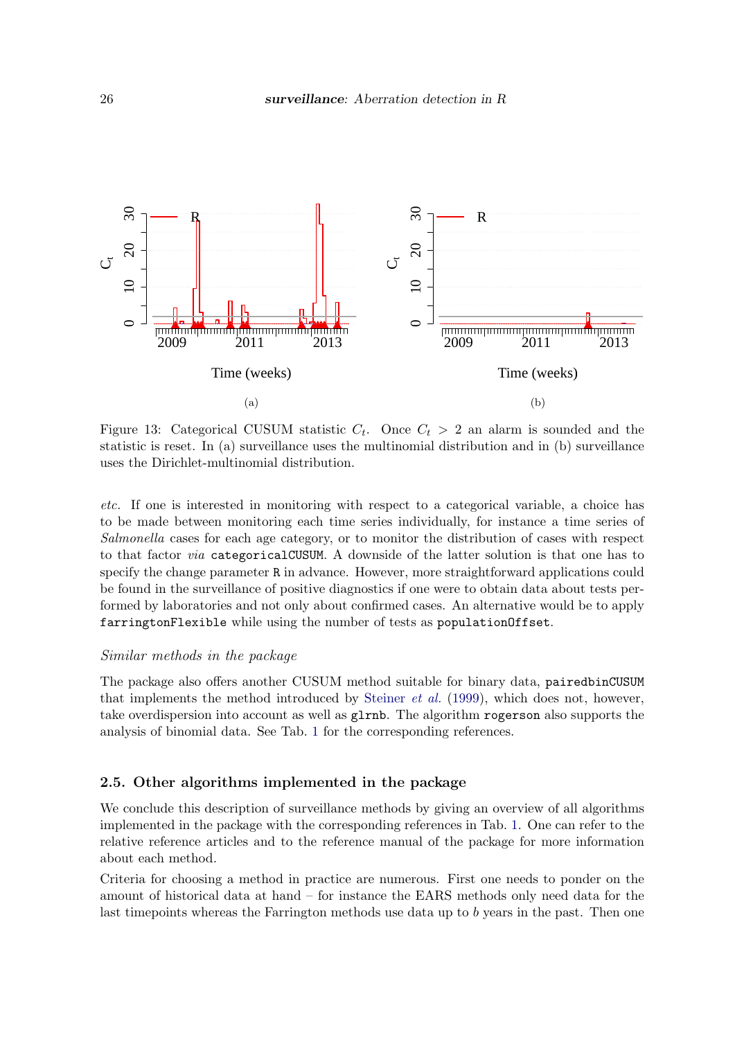Figure 13: Categorical CUSUM statistic $C_t$. Once $C_t > 2$ an alarm is sounded and the statistic is reset. In (a) surveillance uses the multinomial distribution and in (b) surveillance uses the Dirichlet-multinomial distribution.

*etc.* If one is interested in monitoring with respect to a categorical variable, a choice has to be made between monitoring each time series individually, for instance a time series of *Salmonella* cases for each age category, or to monitor the distribution of cases with respect to that factor *via* `categoricalCUSUM`. A downside of the latter solution is that one has to specify the change parameter `R` in advance. However, more straightforward applications could be found in the surveillance of positive diagnostics if one were to obtain data about tests performed by laboratories and not only about confirmed cases. An alternative would be to apply `farringtonFlexible` while using the number of tests as `populationOffset`.

*Similar methods in the package*

The package also offers another CUSUM method suitable for binary data, `pairedbinCUSUM` that implements the method introduced by Steiner *et al.* (1999), which does not, however, take overdispersion into account as well as `glrnb`. The algorithm `rogerson` also supports the analysis of binomial data. See Tab. 1 for the corresponding references.

### 2.5. Other algorithms implemented in the package

We conclude this description of surveillance methods by giving an overview of all algorithms implemented in the package with the corresponding references in Tab. 1. One can refer to the relative reference articles and to the reference manual of the package for more information about each method.

Criteria for choosing a method in practice are numerous. First one needs to ponder on the amount of historical data at hand – for instance the EARS methods only need data for the last timepoints whereas the Farrington methods use data up to $b$ years in the past. Then one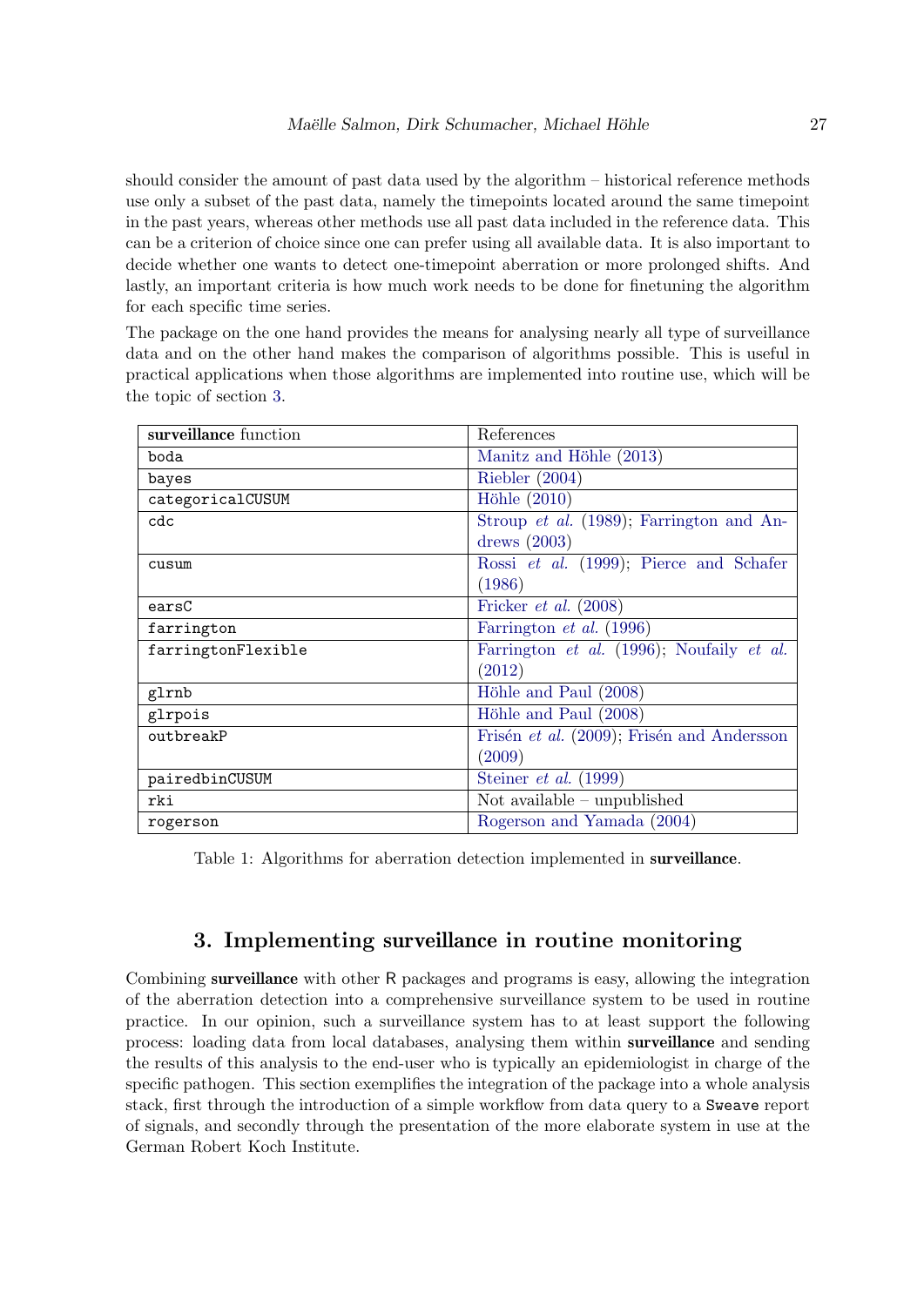should consider the amount of past data used by the algorithm – historical reference methods use only a subset of the past data, namely the timepoints located around the same timepoint in the past years, whereas other methods use all past data included in the reference data. This can be a criterion of choice since one can prefer using all available data. It is also important to decide whether one wants to detect one-timepoint aberration or more prolonged shifts. And lastly, an important criteria is how much work needs to be done for finetuning the algorithm for each specific time series.

The package on the one hand provides the means for analysing nearly all type of surveillance data and on the other hand makes the comparison of algorithms possible. This is useful in practical applications when those algorithms are implemented into routine use, which will be the topic of section 3.

| **surveillance** function | References |
|---|---|
| `boda` | Manitz and Höhle (2013) |
| `bayes` | Riebler (2004) |
| `categoricalCUSUM` | Höhle (2010) |
| `cdc` | Stroup *et al.* (1989); Farrington and Andrews (2003) |
| `cusum` | Rossi *et al.* (1999); Pierce and Schafer (1986) |
| `earsC` | Fricker *et al.* (2008) |
| `farrington` | Farrington *et al.* (1996) |
| `farringtonFlexible` | Farrington *et al.* (1996); Noufaily *et al.* (2012) |
| `glrnb` | Höhle and Paul (2008) |
| `glrpois` | Höhle and Paul (2008) |
| `outbreakP` | Frisén *et al.* (2009); Frisén and Andersson (2009) |
| `pairedbinCUSUM` | Steiner *et al.* (1999) |
| `rki` | Not available – unpublished |
| `rogerson` | Rogerson and Yamada (2004) |

Table 1: Algorithms for aberration detection implemented in **surveillance**.

## 3. Implementing surveillance in routine monitoring

Combining **surveillance** with other R packages and programs is easy, allowing the integration of the aberration detection into a comprehensive surveillance system to be used in routine practice. In our opinion, such a surveillance system has to at least support the following process: loading data from local databases, analysing them within **surveillance** and sending the results of this analysis to the end-user who is typically an epidemiologist in charge of the specific pathogen. This section exemplifies the integration of the package into a whole analysis stack, first through the introduction of a simple workflow from data query to a `Sweave` report of signals, and secondly through the presentation of the more elaborate system in use at the German Robert Koch Institute.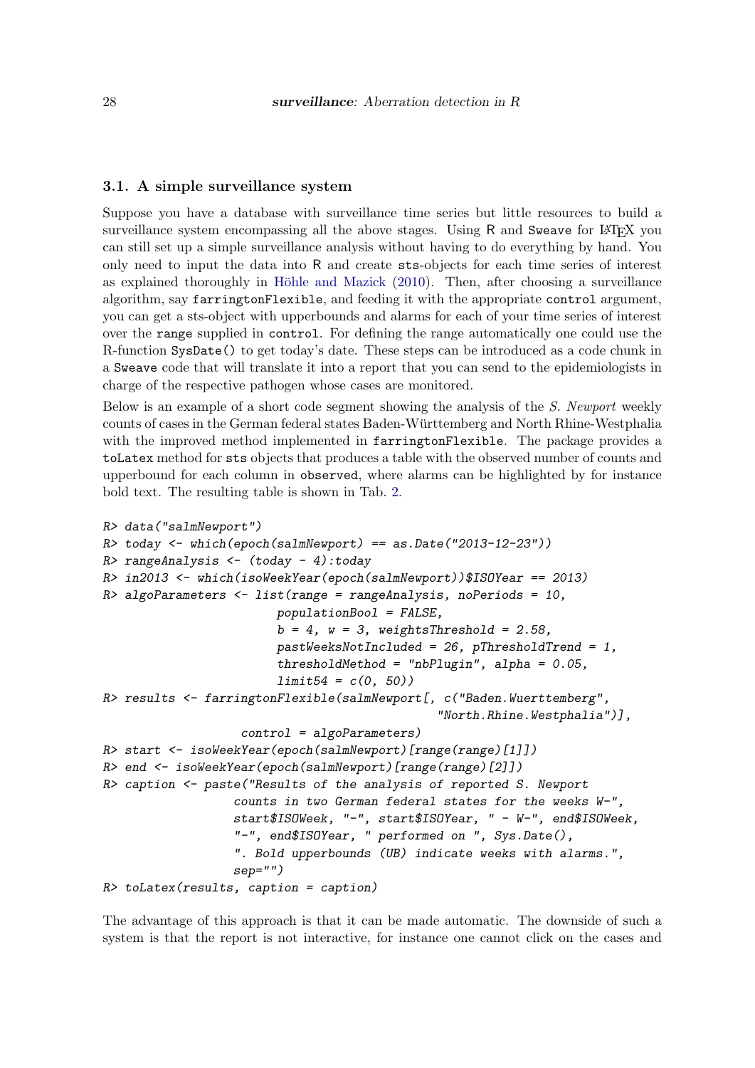### 3.1. A simple surveillance system

Suppose you have a database with surveillance time series but little resources to build a surveillance system encompassing all the above stages. Using R and Sweave for LaTeX you can still set up a simple surveillance analysis without having to do everything by hand. You only need to input the data into R and create sts-objects for each time series of interest as explained thoroughly in Höhle and Mazick (2010). Then, after choosing a surveillance algorithm, say farringtonFlexible, and feeding it with the appropriate control argument, you can get a sts-object with upperbounds and alarms for each of your time series of interest over the range supplied in control. For defining the range automatically one could use the R-function SysDate() to get today's date. These steps can be introduced as a code chunk in a Sweave code that will translate it into a report that you can send to the epidemiologists in charge of the respective pathogen whose cases are monitored.

Below is an example of a short code segment showing the analysis of the *S. Newport* weekly counts of cases in the German federal states Baden-Württemberg and North Rhine-Westphalia with the improved method implemented in farringtonFlexible. The package provides a toLatex method for sts objects that produces a table with the observed number of counts and upperbound for each column in observed, where alarms can be highlighted by for instance bold text. The resulting table is shown in Tab. 2.

```
R> data("salmNewport")
R> today <- which(epoch(salmNewport) == as.Date("2013-12-23"))
R> rangeAnalysis <- (today - 4):today
R> in2013 <- which(isoWeekYear(epoch(salmNewport))$ISOYear == 2013)
R> algoParameters <- list(range = rangeAnalysis, noPeriods = 10,
                         populationBool = FALSE,
                         b = 4, w = 3, weightsThreshold = 2.58,
                         pastWeeksNotIncluded = 26, pThresholdTrend = 1,
                         thresholdMethod = "nbPlugin", alpha = 0.05,
                         limit54 = c(0, 50))
R> results <- farringtonFlexible(salmNewport[, c("Baden.Wuerttemberg",
                                                 "North.Rhine.Westphalia")],
                    control = algoParameters)
R> start <- isoWeekYear(epoch(salmNewport)[range(range)[1]])
R> end <- isoWeekYear(epoch(salmNewport)[range(range)[2]])
R> caption <- paste("Results of the analysis of reported S. Newport
                   counts in two German federal states for the weeks W-",
                   start$ISOWeek, "-", start$ISOYear, " - W-", end$ISOWeek,
                   "-", end$ISOYear, " performed on ", Sys.Date(),
                   ". Bold upperbounds (UB) indicate weeks with alarms.",
                   sep="")
R> toLatex(results, caption = caption)
```

The advantage of this approach is that it can be made automatic. The downside of such a system is that the report is not interactive, for instance one cannot click on the cases and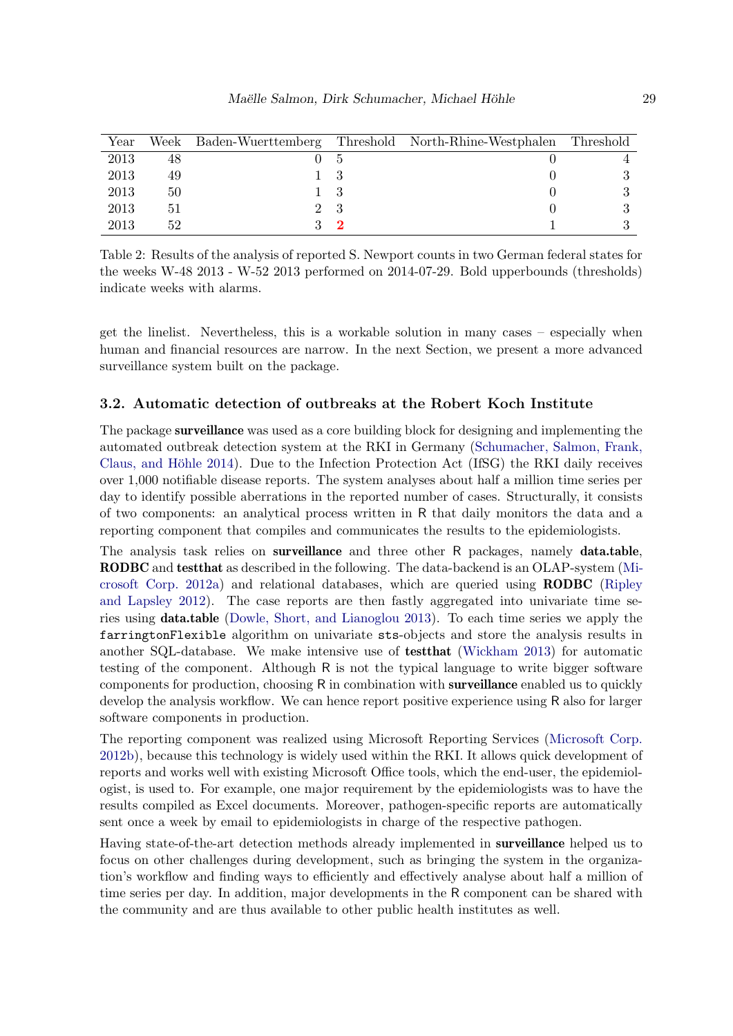| Year | Week | Baden-Wuerttemberg | Threshold | North-Rhine-Westphalen | Threshold |
|---|---|---|---|---|---|
| 2013 | 48 | 0 | 5 | 0 | 4 |
| 2013 | 49 | 1 | 3 | 0 | 3 |
| 2013 | 50 | 1 | 3 | 0 | 3 |
| 2013 | 51 | 2 | 3 | 0 | 3 |
| 2013 | 52 | 3 | **2** | 1 | 3 |

Table 2: Results of the analysis of reported S. Newport counts in two German federal states for the weeks W-48 2013 - W-52 2013 performed on 2014-07-29. Bold upperbounds (thresholds) indicate weeks with alarms.

get the linelist. Nevertheless, this is a workable solution in many cases – especially when human and financial resources are narrow. In the next Section, we present a more advanced surveillance system built on the package.

### 3.2. Automatic detection of outbreaks at the Robert Koch Institute

The package **surveillance** was used as a core building block for designing and implementing the automated outbreak detection system at the RKI in Germany (Schumacher, Salmon, Frank, Claus, and Höhle 2014). Due to the Infection Protection Act (IfSG) the RKI daily receives over 1,000 notifiable disease reports. The system analyses about half a million time series per day to identify possible aberrations in the reported number of cases. Structurally, it consists of two components: an analytical process written in R that daily monitors the data and a reporting component that compiles and communicates the results to the epidemiologists.

The analysis task relies on **surveillance** and three other R packages, namely **data.table**, **RODBC** and **testthat** as described in the following. The data-backend is an OLAP-system (Microsoft Corp. 2012a) and relational databases, which are queried using **RODBC** (Ripley and Lapsley 2012). The case reports are then fastly aggregated into univariate time series using **data.table** (Dowle, Short, and Lianoglou 2013). To each time series we apply the `farringtonFlexible` algorithm on univariate `sts`-objects and store the analysis results in another SQL-database. We make intensive use of **testthat** (Wickham 2013) for automatic testing of the component. Although R is not the typical language to write bigger software components for production, choosing R in combination with **surveillance** enabled us to quickly develop the analysis workflow. We can hence report positive experience using R also for larger software components in production.

The reporting component was realized using Microsoft Reporting Services (Microsoft Corp. 2012b), because this technology is widely used within the RKI. It allows quick development of reports and works well with existing Microsoft Office tools, which the end-user, the epidemiologist, is used to. For example, one major requirement by the epidemiologists was to have the results compiled as Excel documents. Moreover, pathogen-specific reports are automatically sent once a week by email to epidemiologists in charge of the respective pathogen.

Having state-of-the-art detection methods already implemented in **surveillance** helped us to focus on other challenges during development, such as bringing the system in the organization's workflow and finding ways to efficiently and effectively analyse about half a million of time series per day. In addition, major developments in the R component can be shared with the community and are thus available to other public health institutes as well.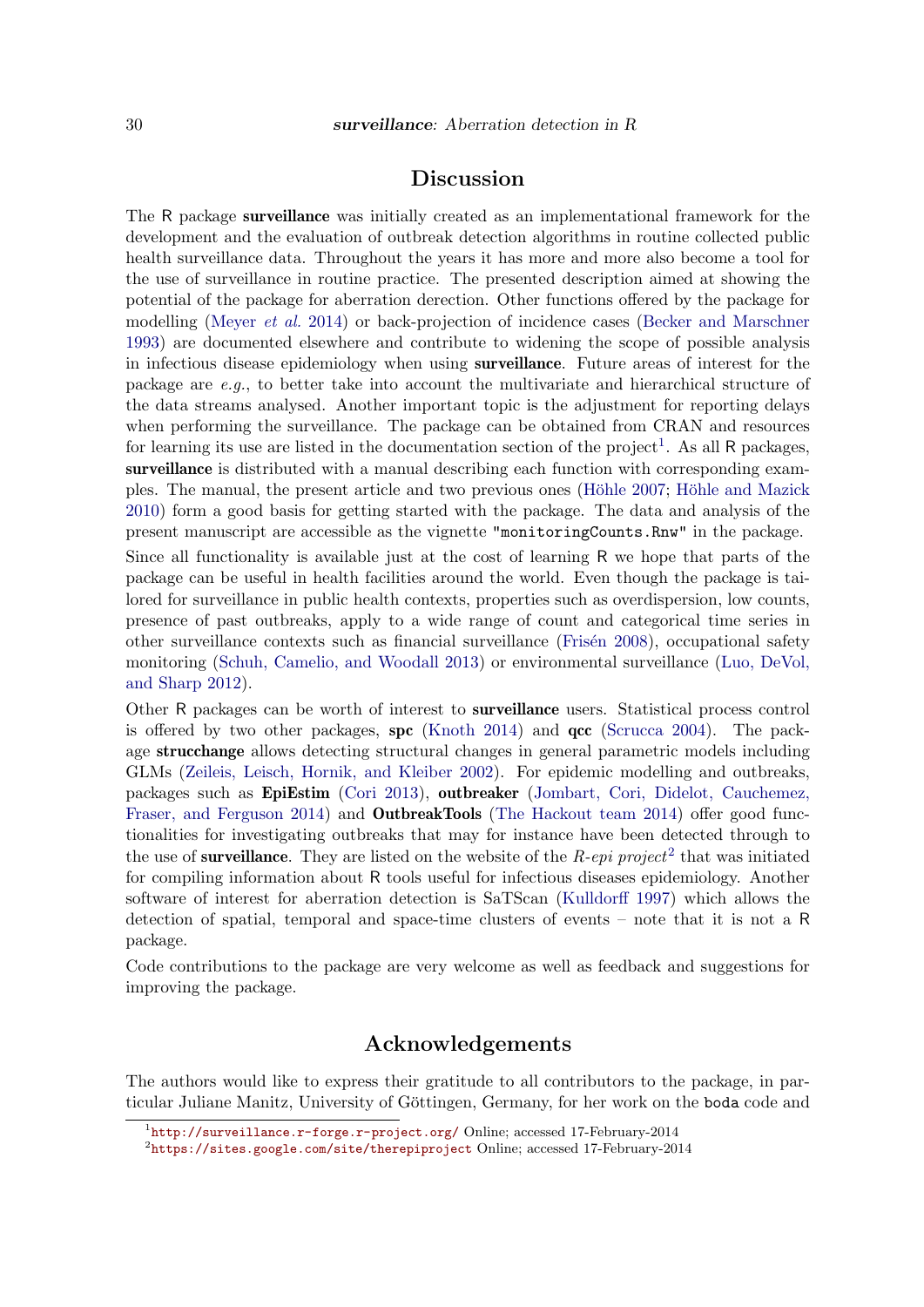# Discussion

The R package **surveillance** was initially created as an implementational framework for the development and the evaluation of outbreak detection algorithms in routine collected public health surveillance data. Throughout the years it has more and more also become a tool for the use of surveillance in routine practice. The presented description aimed at showing the potential of the package for aberration derection. Other functions offered by the package for modelling (Meyer *et al.* 2014) or back-projection of incidence cases (Becker and Marschner 1993) are documented elsewhere and contribute to widening the scope of possible analysis in infectious disease epidemiology when using **surveillance**. Future areas of interest for the package are *e.g.*, to better take into account the multivariate and hierarchical structure of the data streams analysed. Another important topic is the adjustment for reporting delays when performing the surveillance. The package can be obtained from CRAN and resources for learning its use are listed in the documentation section of the project[1]. As all R packages, **surveillance** is distributed with a manual describing each function with corresponding examples. The manual, the present article and two previous ones (Höhle 2007; Höhle and Mazick 2010) form a good basis for getting started with the package. The data and analysis of the present manuscript are accessible as the vignette `"monitoringCounts.Rnw"` in the package.

Since all functionality is available just at the cost of learning R we hope that parts of the package can be useful in health facilities around the world. Even though the package is tailored for surveillance in public health contexts, properties such as overdispersion, low counts, presence of past outbreaks, apply to a wide range of count and categorical time series in other surveillance contexts such as financial surveillance (Frisén 2008), occupational safety monitoring (Schuh, Camelio, and Woodall 2013) or environmental surveillance (Luo, DeVol, and Sharp 2012).

Other R packages can be worth of interest to **surveillance** users. Statistical process control is offered by two other packages, **spc** (Knoth 2014) and **qcc** (Scrucca 2004). The package **strucchange** allows detecting structural changes in general parametric models including GLMs (Zeileis, Leisch, Hornik, and Kleiber 2002). For epidemic modelling and outbreaks, packages such as **EpiEstim** (Cori 2013), **outbreaker** (Jombart, Cori, Didelot, Cauchemez, Fraser, and Ferguson 2014) and **OutbreakTools** (The Hackout team 2014) offer good functionalities for investigating outbreaks that may for instance have been detected through to the use of **surveillance**. They are listed on the website of the *R-epi project*[2] that was initiated for compiling information about R tools useful for infectious diseases epidemiology. Another software of interest for aberration detection is SaTScan (Kulldorff 1997) which allows the detection of spatial, temporal and space-time clusters of events – note that it is not a R package.

Code contributions to the package are very welcome as well as feedback and suggestions for improving the package.

# Acknowledgements

The authors would like to express their gratitude to all contributors to the package, in particular Juliane Manitz, University of Göttingen, Germany, for her work on the `boda` code and

[1] `http://surveillance.r-forge.r-project.org/` Online; accessed 17-February-2014

[2] `https://sites.google.com/site/therepiproject` Online; accessed 17-February-2014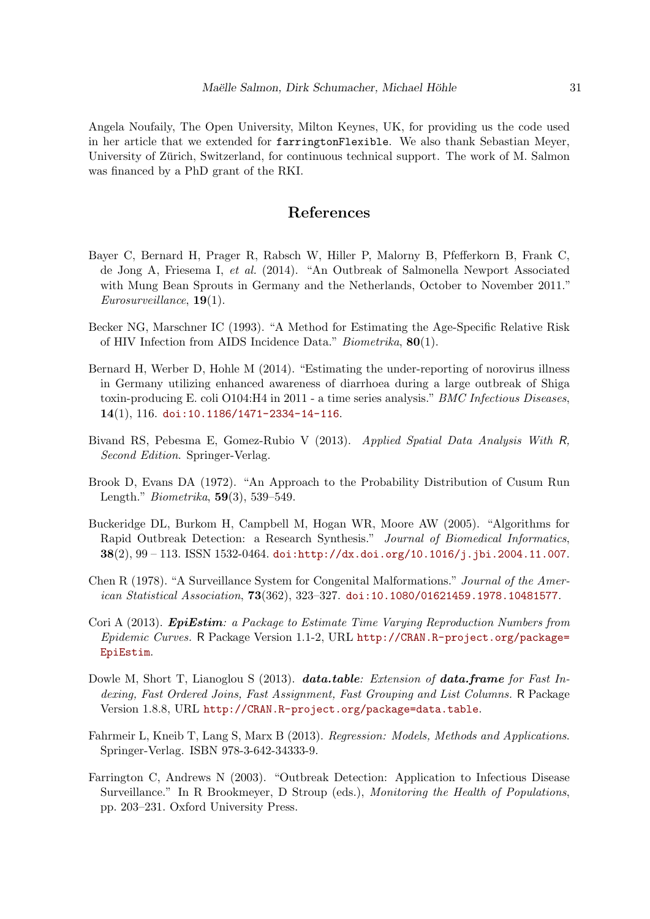Angela Noufaily, The Open University, Milton Keynes, UK, for providing us the code used in her article that we extended for `farringtonFlexible`. We also thank Sebastian Meyer, University of Zürich, Switzerland, for continuous technical support. The work of M. Salmon was financed by a PhD grant of the RKI.

## References

Bayer C, Bernard H, Prager R, Rabsch W, Hiller P, Malorny B, Pfefferkorn B, Frank C, de Jong A, Friesema I, *et al.* (2014). "An Outbreak of Salmonella Newport Associated with Mung Bean Sprouts in Germany and the Netherlands, October to November 2011." *Eurosurveillance*, **19**(1).

Becker NG, Marschner IC (1993). "A Method for Estimating the Age-Specific Relative Risk of HIV Infection from AIDS Incidence Data." *Biometrika*, **80**(1).

Bernard H, Werber D, Hohle M (2014). "Estimating the under-reporting of norovirus illness in Germany utilizing enhanced awareness of diarrhoea during a large outbreak of Shiga toxin-producing E. coli O104:H4 in 2011 - a time series analysis." *BMC Infectious Diseases*, **14**(1), 116. doi:10.1186/1471-2334-14-116.

Bivand RS, Pebesma E, Gomez-Rubio V (2013). *Applied Spatial Data Analysis With R, Second Edition*. Springer-Verlag.

Brook D, Evans DA (1972). "An Approach to the Probability Distribution of Cusum Run Length." *Biometrika*, **59**(3), 539–549.

Buckeridge DL, Burkom H, Campbell M, Hogan WR, Moore AW (2005). "Algorithms for Rapid Outbreak Detection: a Research Synthesis." *Journal of Biomedical Informatics*, **38**(2), 99 – 113. ISSN 1532-0464. doi:http://dx.doi.org/10.1016/j.jbi.2004.11.007.

Chen R (1978). "A Surveillance System for Congenital Malformations." *Journal of the American Statistical Association*, **73**(362), 323–327. doi:10.1080/01621459.1978.10481577.

Cori A (2013). ***EpiEstim**: a Package to Estimate Time Varying Reproduction Numbers from Epidemic Curves.* R Package Version 1.1-2, URL http://CRAN.R-project.org/package=EpiEstim.

Dowle M, Short T, Lianoglou S (2013). ***data.table**: Extension of **data.frame** for Fast Indexing, Fast Ordered Joins, Fast Assignment, Fast Grouping and List Columns.* R Package Version 1.8.8, URL http://CRAN.R-project.org/package=data.table.

Fahrmeir L, Kneib T, Lang S, Marx B (2013). *Regression: Models, Methods and Applications*. Springer-Verlag. ISBN 978-3-642-34333-9.

Farrington C, Andrews N (2003). "Outbreak Detection: Application to Infectious Disease Surveillance." In R Brookmeyer, D Stroup (eds.), *Monitoring the Health of Populations*, pp. 203–231. Oxford University Press.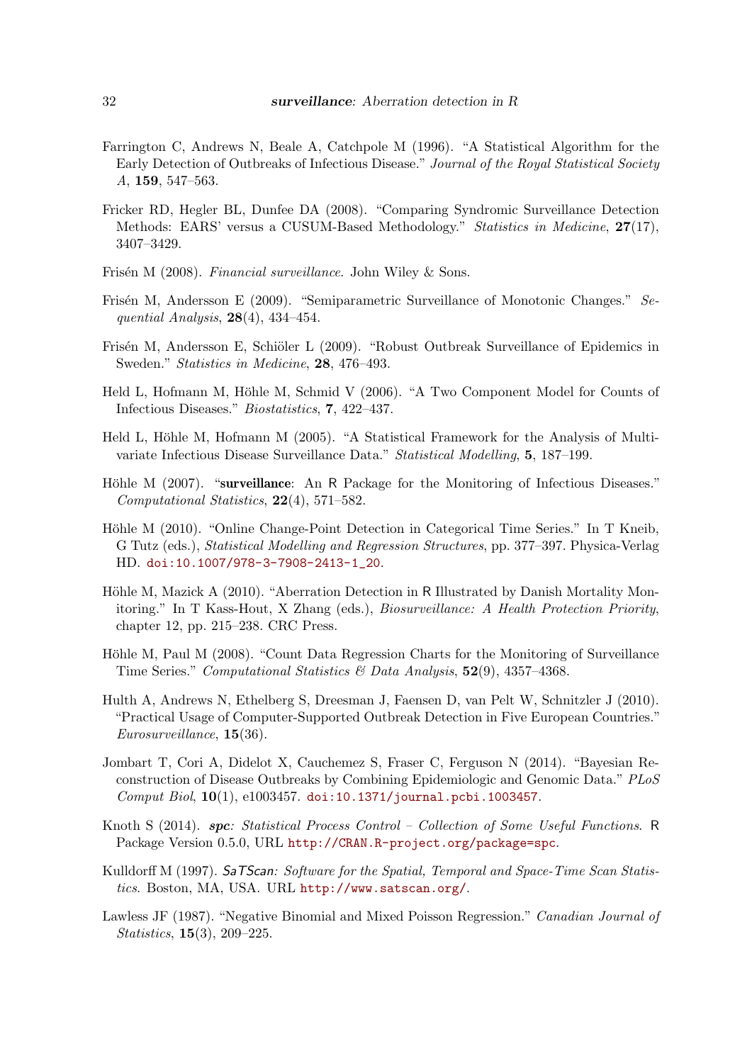Farrington C, Andrews N, Beale A, Catchpole M (1996). "A Statistical Algorithm for the Early Detection of Outbreaks of Infectious Disease." *Journal of the Royal Statistical Society A*, **159**, 547–563.

Fricker RD, Hegler BL, Dunfee DA (2008). "Comparing Syndromic Surveillance Detection Methods: EARS' versus a CUSUM-Based Methodology." *Statistics in Medicine*, **27**(17), 3407–3429.

Frisén M (2008). *Financial surveillance*. John Wiley & Sons.

Frisén M, Andersson E (2009). "Semiparametric Surveillance of Monotonic Changes." *Sequential Analysis*, **28**(4), 434–454.

Frisén M, Andersson E, Schiöler L (2009). "Robust Outbreak Surveillance of Epidemics in Sweden." *Statistics in Medicine*, **28**, 476–493.

Held L, Hofmann M, Höhle M, Schmid V (2006). "A Two Component Model for Counts of Infectious Diseases." *Biostatistics*, **7**, 422–437.

Held L, Höhle M, Hofmann M (2005). "A Statistical Framework for the Analysis of Multivariate Infectious Disease Surveillance Data." *Statistical Modelling*, **5**, 187–199.

Höhle M (2007). "**surveillance**: An R Package for the Monitoring of Infectious Diseases." *Computational Statistics*, **22**(4), 571–582.

Höhle M (2010). "Online Change-Point Detection in Categorical Time Series." In T Kneib, G Tutz (eds.), *Statistical Modelling and Regression Structures*, pp. 377–397. Physica-Verlag HD. doi:10.1007/978-3-7908-2413-1_20.

Höhle M, Mazick A (2010). "Aberration Detection in R Illustrated by Danish Mortality Monitoring." In T Kass-Hout, X Zhang (eds.), *Biosurveillance: A Health Protection Priority*, chapter 12, pp. 215–238. CRC Press.

Höhle M, Paul M (2008). "Count Data Regression Charts for the Monitoring of Surveillance Time Series." *Computational Statistics & Data Analysis*, **52**(9), 4357–4368.

Hulth A, Andrews N, Ethelberg S, Dreesman J, Faensen D, van Pelt W, Schnitzler J (2010). "Practical Usage of Computer-Supported Outbreak Detection in Five European Countries." *Eurosurveillance*, **15**(36).

Jombart T, Cori A, Didelot X, Cauchemez S, Fraser C, Ferguson N (2014). "Bayesian Reconstruction of Disease Outbreaks by Combining Epidemiologic and Genomic Data." *PLoS Comput Biol*, **10**(1), e1003457. doi:10.1371/journal.pcbi.1003457.

Knoth S (2014). ***spc**: Statistical Process Control – Collection of Some Useful Functions*. R Package Version 0.5.0, URL http://CRAN.R-project.org/package=spc.

Kulldorff M (1997). *SaTScan: Software for the Spatial, Temporal and Space-Time Scan Statistics*. Boston, MA, USA. URL http://www.satscan.org/.

Lawless JF (1987). "Negative Binomial and Mixed Poisson Regression." *Canadian Journal of Statistics*, **15**(3), 209–225.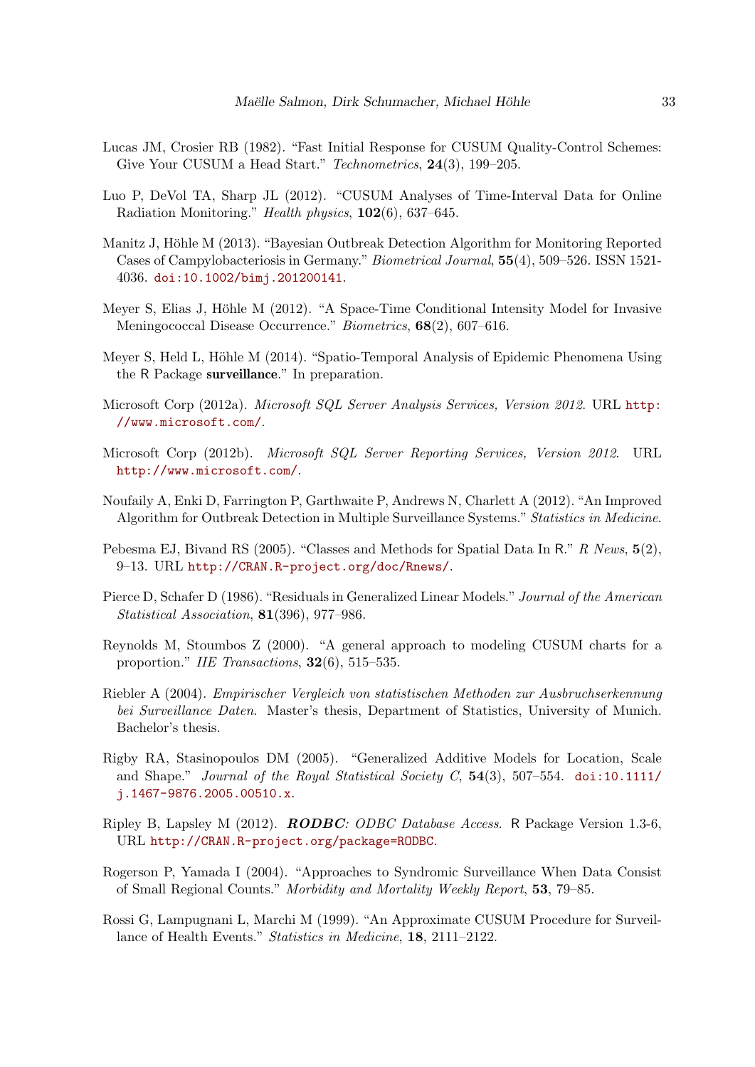Lucas JM, Crosier RB (1982). "Fast Initial Response for CUSUM Quality-Control Schemes: Give Your CUSUM a Head Start." *Technometrics*, **24**(3), 199–205.

Luo P, DeVol TA, Sharp JL (2012). "CUSUM Analyses of Time-Interval Data for Online Radiation Monitoring." *Health physics*, **102**(6), 637–645.

Manitz J, Höhle M (2013). "Bayesian Outbreak Detection Algorithm for Monitoring Reported Cases of Campylobacteriosis in Germany." *Biometrical Journal*, **55**(4), 509–526. ISSN 1521-4036. doi:10.1002/bimj.201200141.

Meyer S, Elias J, Höhle M (2012). "A Space-Time Conditional Intensity Model for Invasive Meningococcal Disease Occurrence." *Biometrics*, **68**(2), 607–616.

Meyer S, Held L, Höhle M (2014). "Spatio-Temporal Analysis of Epidemic Phenomena Using the R Package **surveillance**." In preparation.

Microsoft Corp (2012a). *Microsoft SQL Server Analysis Services, Version 2012*. URL http://www.microsoft.com/.

Microsoft Corp (2012b). *Microsoft SQL Server Reporting Services, Version 2012*. URL http://www.microsoft.com/.

Noufaily A, Enki D, Farrington P, Garthwaite P, Andrews N, Charlett A (2012). "An Improved Algorithm for Outbreak Detection in Multiple Surveillance Systems." *Statistics in Medicine*.

Pebesma EJ, Bivand RS (2005). "Classes and Methods for Spatial Data In R." *R News*, **5**(2), 9–13. URL http://CRAN.R-project.org/doc/Rnews/.

Pierce D, Schafer D (1986). "Residuals in Generalized Linear Models." *Journal of the American Statistical Association*, **81**(396), 977–986.

Reynolds M, Stoumbos Z (2000). "A general approach to modeling CUSUM charts for a proportion." *IIE Transactions*, **32**(6), 515–535.

Riebler A (2004). *Empirischer Vergleich von statistischen Methoden zur Ausbruchserkennung bei Surveillance Daten*. Master's thesis, Department of Statistics, University of Munich. Bachelor's thesis.

Rigby RA, Stasinopoulos DM (2005). "Generalized Additive Models for Location, Scale and Shape." *Journal of the Royal Statistical Society C*, **54**(3), 507–554. doi:10.1111/j.1467-9876.2005.00510.x.

Ripley B, Lapsley M (2012). ***RODBC**: ODBC Database Access*. R Package Version 1.3-6, URL http://CRAN.R-project.org/package=RODBC.

Rogerson P, Yamada I (2004). "Approaches to Syndromic Surveillance When Data Consist of Small Regional Counts." *Morbidity and Mortality Weekly Report*, **53**, 79–85.

Rossi G, Lampugnani L, Marchi M (1999). "An Approximate CUSUM Procedure for Surveillance of Health Events." *Statistics in Medicine*, **18**, 2111–2122.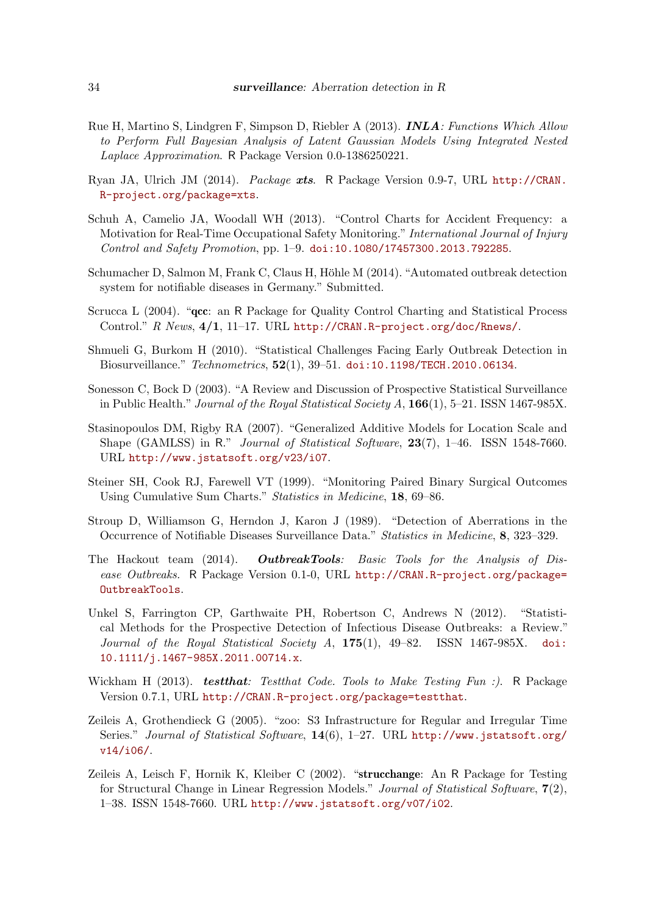Rue H, Martino S, Lindgren F, Simpson D, Riebler A (2013). ***INLA**: Functions Which Allow to Perform Full Bayesian Analysis of Latent Gaussian Models Using Integrated Nested Laplace Approximation*. R Package Version 0.0-1386250221.

Ryan JA, Ulrich JM (2014). *Package **xts***. R Package Version 0.9-7, URL http://CRAN.R-project.org/package=xts.

Schuh A, Camelio JA, Woodall WH (2013). "Control Charts for Accident Frequency: a Motivation for Real-Time Occupational Safety Monitoring." *International Journal of Injury Control and Safety Promotion*, pp. 1–9. doi:10.1080/17457300.2013.792285.

Schumacher D, Salmon M, Frank C, Claus H, Höhle M (2014). "Automated outbreak detection system for notifiable diseases in Germany." Submitted.

Scrucca L (2004). "**qcc**: an R Package for Quality Control Charting and Statistical Process Control." *R News*, **4/1**, 11–17. URL http://CRAN.R-project.org/doc/Rnews/.

Shmueli G, Burkom H (2010). "Statistical Challenges Facing Early Outbreak Detection in Biosurveillance." *Technometrics*, **52**(1), 39–51. doi:10.1198/TECH.2010.06134.

Sonesson C, Bock D (2003). "A Review and Discussion of Prospective Statistical Surveillance in Public Health." *Journal of the Royal Statistical Society A*, **166**(1), 5–21. ISSN 1467-985X.

Stasinopoulos DM, Rigby RA (2007). "Generalized Additive Models for Location Scale and Shape (GAMLSS) in R." *Journal of Statistical Software*, **23**(7), 1–46. ISSN 1548-7660. URL http://www.jstatsoft.org/v23/i07.

Steiner SH, Cook RJ, Farewell VT (1999). "Monitoring Paired Binary Surgical Outcomes Using Cumulative Sum Charts." *Statistics in Medicine*, **18**, 69–86.

Stroup D, Williamson G, Herndon J, Karon J (1989). "Detection of Aberrations in the Occurrence of Notifiable Diseases Surveillance Data." *Statistics in Medicine*, **8**, 323–329.

The Hackout team (2014). ***OutbreakTools**: Basic Tools for the Analysis of Disease Outbreaks.* R Package Version 0.1-0, URL http://CRAN.R-project.org/package=OutbreakTools.

Unkel S, Farrington CP, Garthwaite PH, Robertson C, Andrews N (2012). "Statistical Methods for the Prospective Detection of Infectious Disease Outbreaks: a Review." *Journal of the Royal Statistical Society A*, **175**(1), 49–82. ISSN 1467-985X. doi:10.1111/j.1467-985X.2011.00714.x.

Wickham H (2013). ***testthat**: Testthat Code. Tools to Make Testing Fun :).* R Package Version 0.7.1, URL http://CRAN.R-project.org/package=testthat.

Zeileis A, Grothendieck G (2005). "zoo: S3 Infrastructure for Regular and Irregular Time Series." *Journal of Statistical Software*, **14**(6), 1–27. URL http://www.jstatsoft.org/v14/i06/.

Zeileis A, Leisch F, Hornik K, Kleiber C (2002). "**strucchange**: An R Package for Testing for Structural Change in Linear Regression Models." *Journal of Statistical Software*, **7**(2), 1–38. ISSN 1548-7660. URL http://www.jstatsoft.org/v07/i02.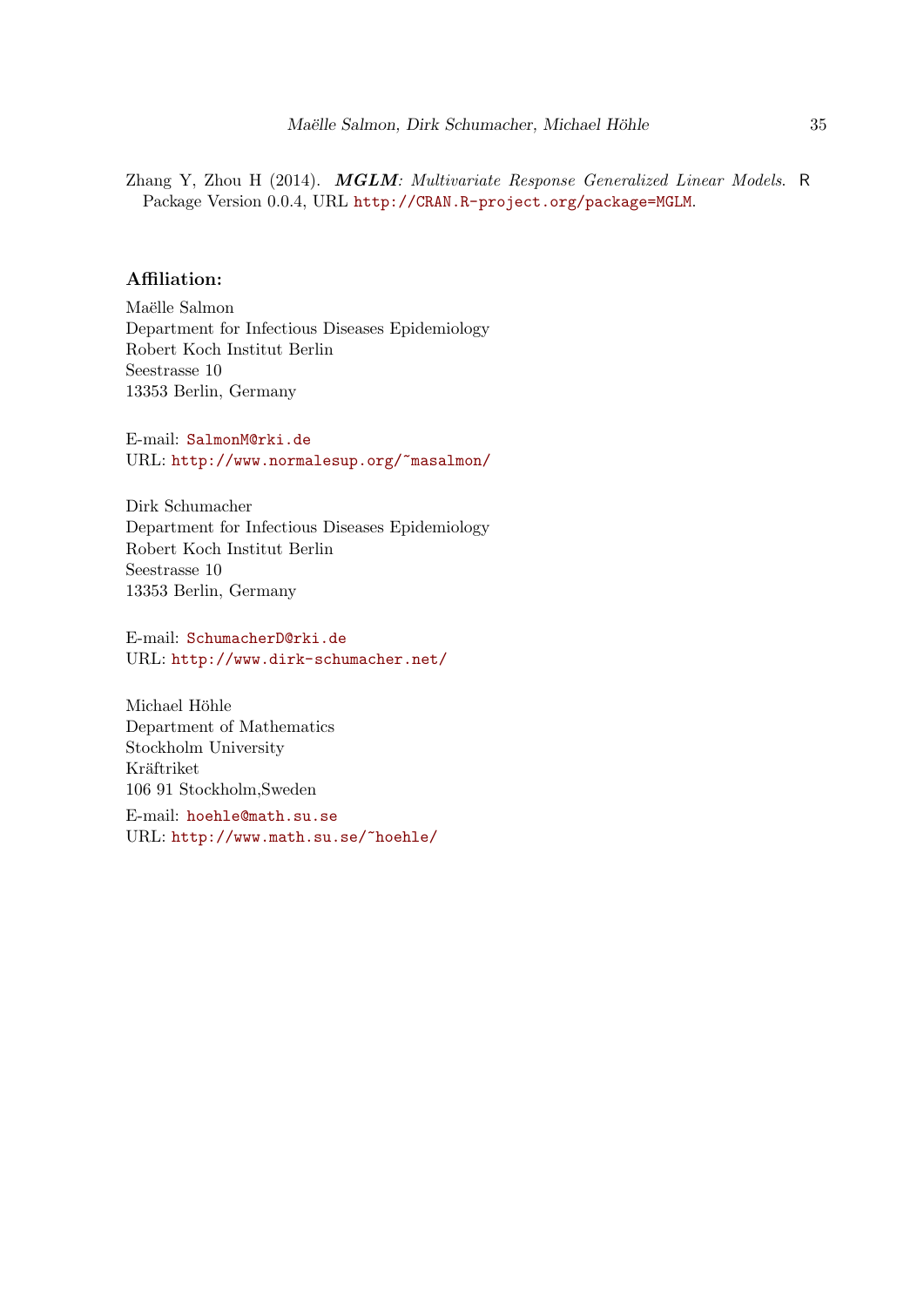Zhang Y, Zhou H (2014). ***MGLM**: Multivariate Response Generalized Linear Models*. R Package Version 0.0.4, URL http://CRAN.R-project.org/package=MGLM.

### Affiliation:

Maëlle Salmon
Department for Infectious Diseases Epidemiology
Robert Koch Institut Berlin
Seestrasse 10
13353 Berlin, Germany

E-mail: SalmonM@rki.de
URL: http://www.normalesup.org/~masalmon/

Dirk Schumacher
Department for Infectious Diseases Epidemiology
Robert Koch Institut Berlin
Seestrasse 10
13353 Berlin, Germany

E-mail: SchumacherD@rki.de
URL: http://www.dirk-schumacher.net/

Michael Höhle
Department of Mathematics
Stockholm University
Kräftriket
106 91 Stockholm,Sweden
E-mail: hoehle@math.su.se
URL: http://www.math.su.se/~hoehle/